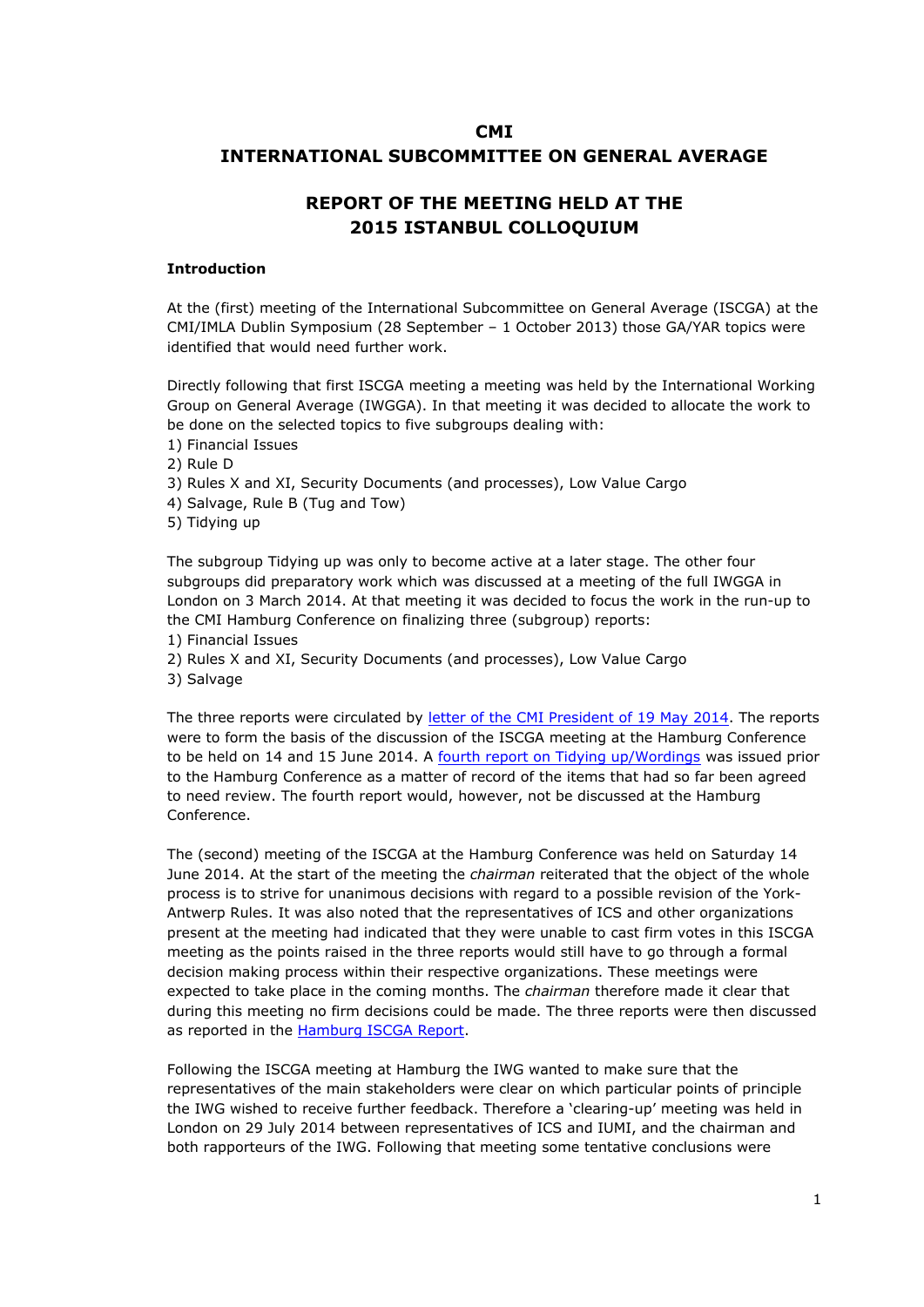# CMI

# INTERNATIONAL SUBCOMMITTEE ON GENERAL AVERAGE

## REPORT OF THE MEETING HELD AT THE 2015 ISTANBUL COLLOQUIUM

**Introduction**

At the (first) meeting of the International Subcommittee on General Average (ISCGA) at the CMI/IMLA Dublin Symposium (28 September – 1 October 2013) those GA/YAR topics were identified that would need further work.

Directly following that first ISCGA meeting a meeting was held by the International Working Group on General Average (IWGGA). In that meeting it was decided to allocate the work to be done on the selected topics to five subgroups dealing with:

1) Financial Issues
2) Rule D
3) Rules X and XI, Security Documents (and processes), Low Value Cargo
4) Salvage, Rule B (Tug and Tow)
5) Tidying up

The subgroup Tidying up was only to become active at a later stage. The other four subgroups did preparatory work which was discussed at a meeting of the full IWGGA in London on 3 March 2014. At that meeting it was decided to focus the work in the run-up to the CMI Hamburg Conference on finalizing three (subgroup) reports:

1) Financial Issues
2) Rules X and XI, Security Documents (and processes), Low Value Cargo
3) Salvage

The three reports were circulated by letter of the CMI President of 19 May 2014. The reports were to form the basis of the discussion of the ISCGA meeting at the Hamburg Conference to be held on 14 and 15 June 2014. A fourth report on Tidying up/Wordings was issued prior to the Hamburg Conference as a matter of record of the items that had so far been agreed to need review. The fourth report would, however, not be discussed at the Hamburg Conference.

The (second) meeting of the ISCGA at the Hamburg Conference was held on Saturday 14 June 2014. At the start of the meeting the *chairman* reiterated that the object of the whole process is to strive for unanimous decisions with regard to a possible revision of the York-Antwerp Rules. It was also noted that the representatives of ICS and other organizations present at the meeting had indicated that they were unable to cast firm votes in this ISCGA meeting as the points raised in the three reports would still have to go through a formal decision making process within their respective organizations. These meetings were expected to take place in the coming months. The *chairman* therefore made it clear that during this meeting no firm decisions could be made. The three reports were then discussed as reported in the Hamburg ISCGA Report.

Following the ISCGA meeting at Hamburg the IWG wanted to make sure that the representatives of the main stakeholders were clear on which particular points of principle the IWG wished to receive further feedback. Therefore a 'clearing-up' meeting was held in London on 29 July 2014 between representatives of ICS and IUMI, and the chairman and both rapporteurs of the IWG. Following that meeting some tentative conclusions were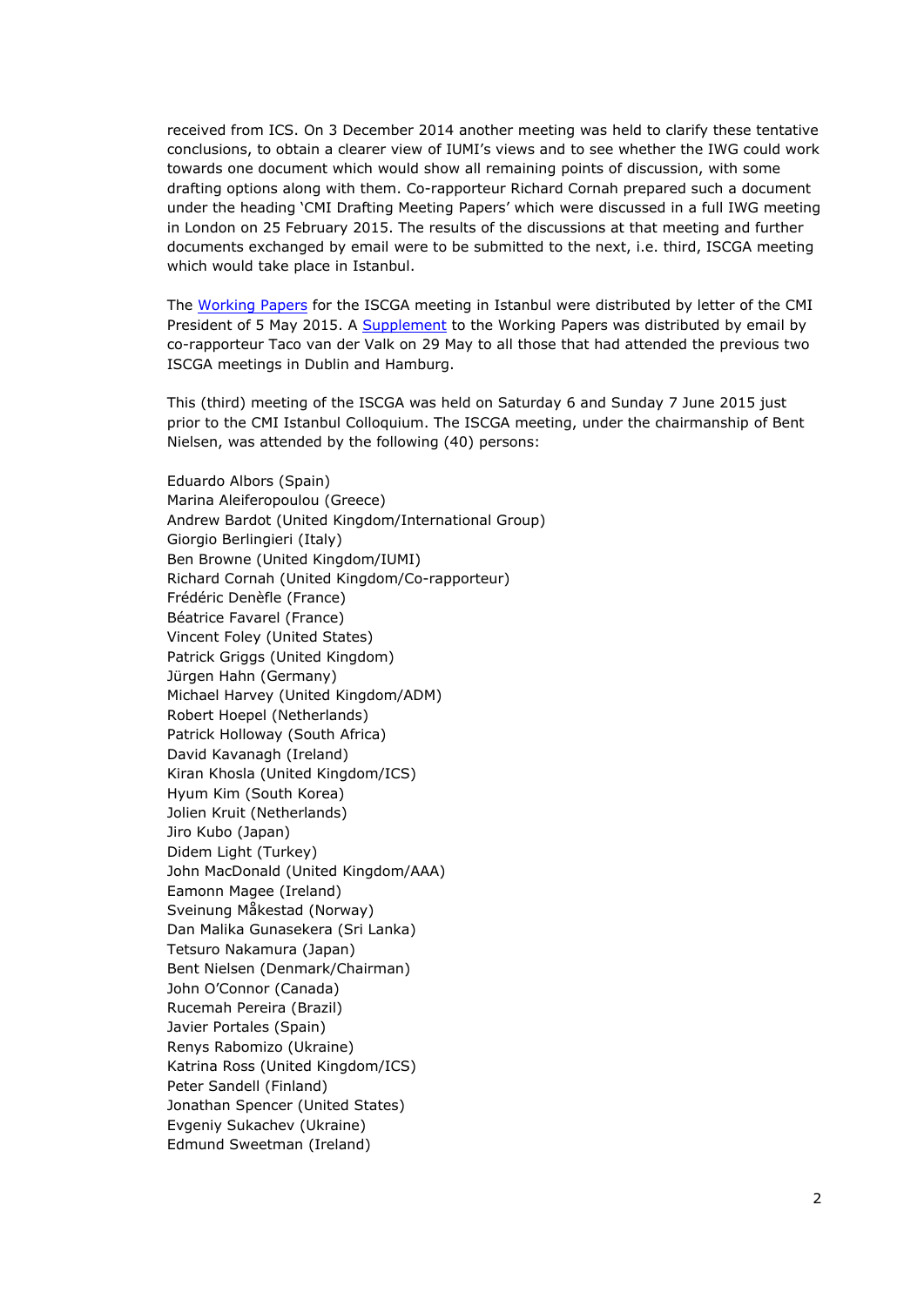received from ICS. On 3 December 2014 another meeting was held to clarify these tentative conclusions, to obtain a clearer view of IUMI's views and to see whether the IWG could work towards one document which would show all remaining points of discussion, with some drafting options along with them. Co-rapporteur Richard Cornah prepared such a document under the heading 'CMI Drafting Meeting Papers' which were discussed in a full IWG meeting in London on 25 February 2015. The results of the discussions at that meeting and further documents exchanged by email were to be submitted to the next, i.e. third, ISCGA meeting which would take place in Istanbul.

The Working Papers for the ISCGA meeting in Istanbul were distributed by letter of the CMI President of 5 May 2015. A Supplement to the Working Papers was distributed by email by co-rapporteur Taco van der Valk on 29 May to all those that had attended the previous two ISCGA meetings in Dublin and Hamburg.

This (third) meeting of the ISCGA was held on Saturday 6 and Sunday 7 June 2015 just prior to the CMI Istanbul Colloquium. The ISCGA meeting, under the chairmanship of Bent Nielsen, was attended by the following (40) persons:

Eduardo Albors (Spain)
Marina Aleiferopoulou (Greece)
Andrew Bardot (United Kingdom/International Group)
Giorgio Berlingieri (Italy)
Ben Browne (United Kingdom/IUMI)
Richard Cornah (United Kingdom/Co-rapporteur)
Frédéric Denèfle (France)
Béatrice Favarel (France)
Vincent Foley (United States)
Patrick Griggs (United Kingdom)
Jürgen Hahn (Germany)
Michael Harvey (United Kingdom/ADM)
Robert Hoepel (Netherlands)
Patrick Holloway (South Africa)
David Kavanagh (Ireland)
Kiran Khosla (United Kingdom/ICS)
Hyum Kim (South Korea)
Jolien Kruit (Netherlands)
Jiro Kubo (Japan)
Didem Light (Turkey)
John MacDonald (United Kingdom/AAA)
Eamonn Magee (Ireland)
Sveinung Måkestad (Norway)
Dan Malika Gunasekera (Sri Lanka)
Tetsuro Nakamura (Japan)
Bent Nielsen (Denmark/Chairman)
John O'Connor (Canada)
Rucemah Pereira (Brazil)
Javier Portales (Spain)
Renys Rabomizo (Ukraine)
Katrina Ross (United Kingdom/ICS)
Peter Sandell (Finland)
Jonathan Spencer (United States)
Evgeniy Sukachev (Ukraine)
Edmund Sweetman (Ireland)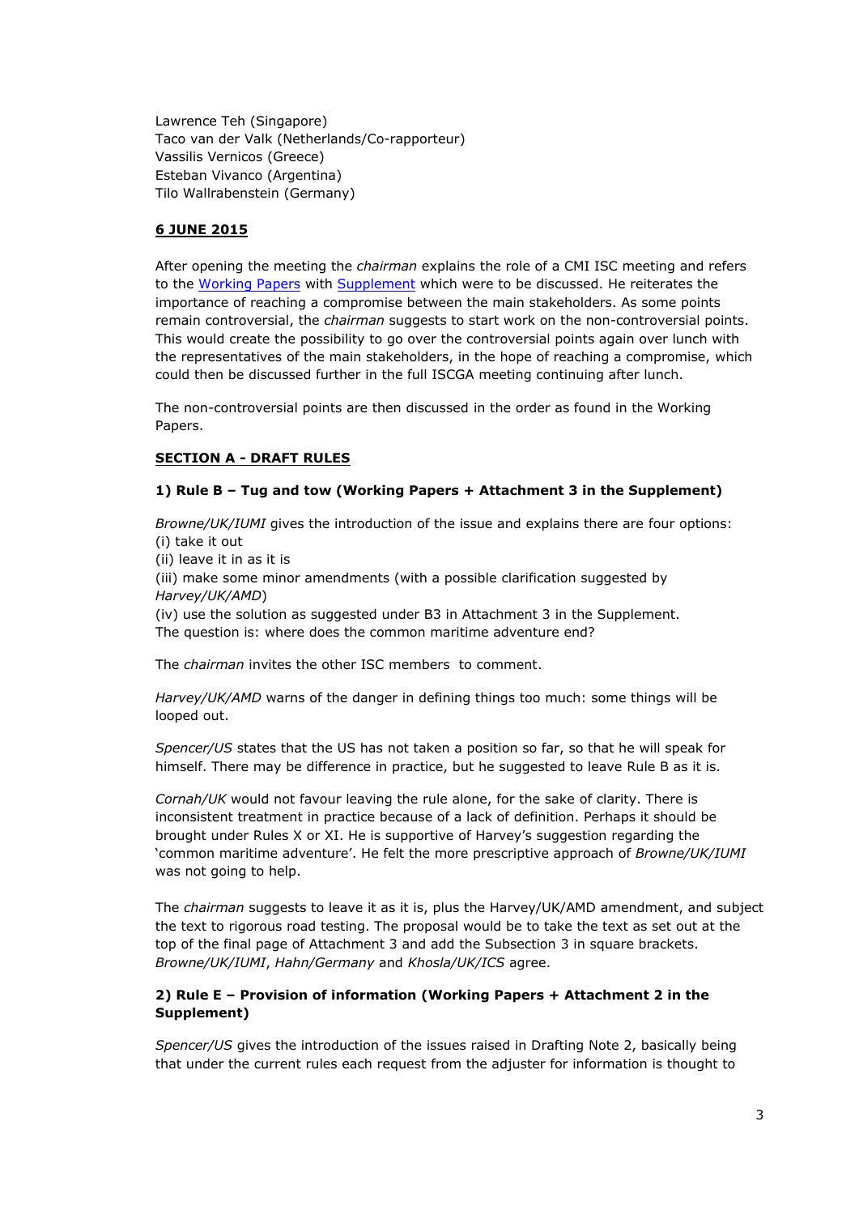Lawrence Teh (Singapore)
Taco van der Valk (Netherlands/Co-rapporteur)
Vassilis Vernicos (Greece)
Esteban Vivanco (Argentina)
Tilo Wallrabenstein (Germany)

## 6 JUNE 2015

After opening the meeting the *chairman* explains the role of a CMI ISC meeting and refers to the Working Papers with Supplement which were to be discussed. He reiterates the importance of reaching a compromise between the main stakeholders. As some points remain controversial, the *chairman* suggests to start work on the non-controversial points. This would create the possibility to go over the controversial points again over lunch with the representatives of the main stakeholders, in the hope of reaching a compromise, which could then be discussed further in the full ISCGA meeting continuing after lunch.

The non-controversial points are then discussed in the order as found in the Working Papers.

## SECTION A - DRAFT RULES

### 1) Rule B – Tug and tow (Working Papers + Attachment 3 in the Supplement)

*Browne/UK/IUMI* gives the introduction of the issue and explains there are four options:
(i) take it out
(ii) leave it in as it is
(iii) make some minor amendments (with a possible clarification suggested by *Harvey/UK/AMD*)
(iv) use the solution as suggested under B3 in Attachment 3 in the Supplement.
The question is: where does the common maritime adventure end?

The *chairman* invites the other ISC members to comment.

*Harvey/UK/AMD* warns of the danger in defining things too much: some things will be looped out.

*Spencer/US* states that the US has not taken a position so far, so that he will speak for himself. There may be difference in practice, but he suggested to leave Rule B as it is.

*Cornah/UK* would not favour leaving the rule alone, for the sake of clarity. There is inconsistent treatment in practice because of a lack of definition. Perhaps it should be brought under Rules X or XI. He is supportive of Harvey's suggestion regarding the 'common maritime adventure'. He felt the more prescriptive approach of *Browne/UK/IUMI* was not going to help.

The *chairman* suggests to leave it as it is, plus the Harvey/UK/AMD amendment, and subject the text to rigorous road testing. The proposal would be to take the text as set out at the top of the final page of Attachment 3 and add the Subsection 3 in square brackets. *Browne/UK/IUMI*, *Hahn/Germany* and *Khosla/UK/ICS* agree.

### 2) Rule E – Provision of information (Working Papers + Attachment 2 in the Supplement)

*Spencer/US* gives the introduction of the issues raised in Drafting Note 2, basically being that under the current rules each request from the adjuster for information is thought to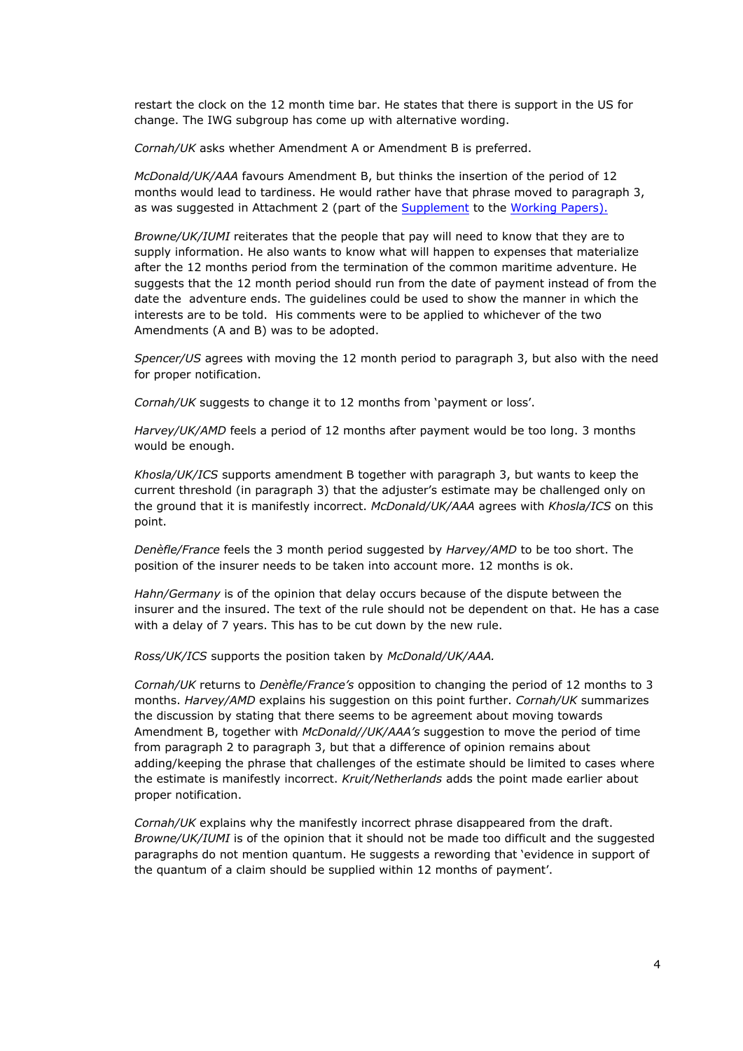restart the clock on the 12 month time bar. He states that there is support in the US for change. The IWG subgroup has come up with alternative wording.

*Cornah/UK* asks whether Amendment A or Amendment B is preferred.

*McDonald/UK/AAA* favours Amendment B, but thinks the insertion of the period of 12 months would lead to tardiness. He would rather have that phrase moved to paragraph 3, as was suggested in Attachment 2 (part of the Supplement to the Working Papers).

*Browne/UK/IUMI* reiterates that the people that pay will need to know that they are to supply information. He also wants to know what will happen to expenses that materialize after the 12 months period from the termination of the common maritime adventure. He suggests that the 12 month period should run from the date of payment instead of from the date the adventure ends. The guidelines could be used to show the manner in which the interests are to be told. His comments were to be applied to whichever of the two Amendments (A and B) was to be adopted.

*Spencer/US* agrees with moving the 12 month period to paragraph 3, but also with the need for proper notification.

*Cornah/UK* suggests to change it to 12 months from 'payment or loss'.

*Harvey/UK/AMD* feels a period of 12 months after payment would be too long. 3 months would be enough.

*Khosla/UK/ICS* supports amendment B together with paragraph 3, but wants to keep the current threshold (in paragraph 3) that the adjuster's estimate may be challenged only on the ground that it is manifestly incorrect. *McDonald/UK/AAA* agrees with *Khosla/ICS* on this point.

*Denèfle/France* feels the 3 month period suggested by *Harvey/AMD* to be too short. The position of the insurer needs to be taken into account more. 12 months is ok.

*Hahn/Germany* is of the opinion that delay occurs because of the dispute between the insurer and the insured. The text of the rule should not be dependent on that. He has a case with a delay of 7 years. This has to be cut down by the new rule.

*Ross/UK/ICS* supports the position taken by *McDonald/UK/AAA.*

*Cornah/UK* returns to *Denèfle/France's* opposition to changing the period of 12 months to 3 months. *Harvey/AMD* explains his suggestion on this point further. *Cornah/UK* summarizes the discussion by stating that there seems to be agreement about moving towards Amendment B, together with *McDonald//UK/AAA's* suggestion to move the period of time from paragraph 2 to paragraph 3, but that a difference of opinion remains about adding/keeping the phrase that challenges of the estimate should be limited to cases where the estimate is manifestly incorrect. *Kruit/Netherlands* adds the point made earlier about proper notification.

*Cornah/UK* explains why the manifestly incorrect phrase disappeared from the draft. *Browne/UK/IUMI* is of the opinion that it should not be made too difficult and the suggested paragraphs do not mention quantum. He suggests a rewording that 'evidence in support of the quantum of a claim should be supplied within 12 months of payment'.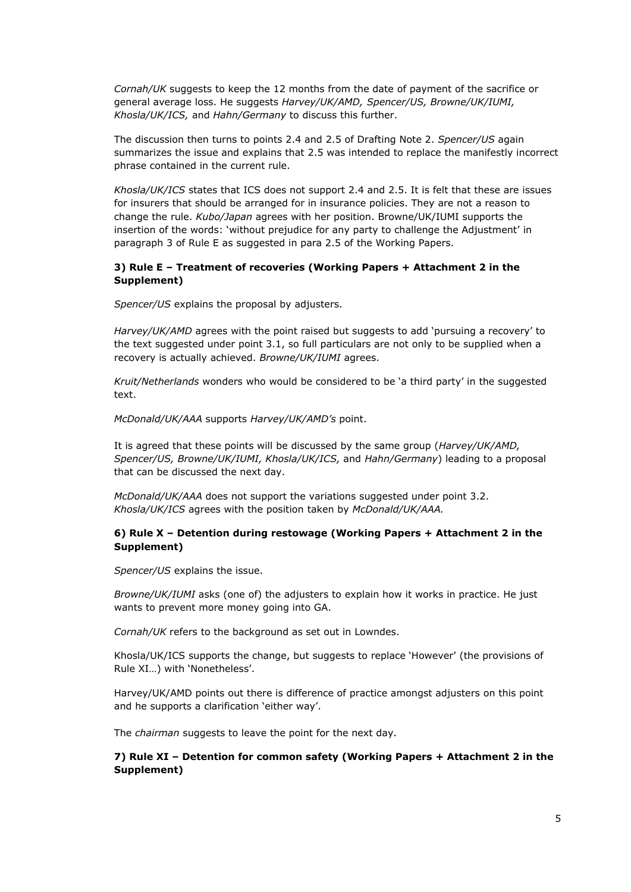*Cornah/UK* suggests to keep the 12 months from the date of payment of the sacrifice or general average loss. He suggests *Harvey/UK/AMD, Spencer/US, Browne/UK/IUMI, Khosla/UK/ICS,* and *Hahn/Germany* to discuss this further.

The discussion then turns to points 2.4 and 2.5 of Drafting Note 2. *Spencer/US* again summarizes the issue and explains that 2.5 was intended to replace the manifestly incorrect phrase contained in the current rule.

*Khosla/UK/ICS* states that ICS does not support 2.4 and 2.5. It is felt that these are issues for insurers that should be arranged for in insurance policies. They are not a reason to change the rule. *Kubo/Japan* agrees with her position. Browne/UK/IUMI supports the insertion of the words: 'without prejudice for any party to challenge the Adjustment' in paragraph 3 of Rule E as suggested in para 2.5 of the Working Papers.

**3) Rule E – Treatment of recoveries (Working Papers + Attachment 2 in the Supplement)**

*Spencer/US* explains the proposal by adjusters.

*Harvey/UK/AMD* agrees with the point raised but suggests to add 'pursuing a recovery' to the text suggested under point 3.1, so full particulars are not only to be supplied when a recovery is actually achieved. *Browne/UK/IUMI* agrees.

*Kruit/Netherlands* wonders who would be considered to be 'a third party' in the suggested text.

*McDonald/UK/AAA* supports *Harvey/UK/AMD's* point.

It is agreed that these points will be discussed by the same group (*Harvey/UK/AMD, Spencer/US, Browne/UK/IUMI, Khosla/UK/ICS,* and *Hahn/Germany*) leading to a proposal that can be discussed the next day.

*McDonald/UK/AAA* does not support the variations suggested under point 3.2. *Khosla/UK/ICS* agrees with the position taken by *McDonald/UK/AAA.*

**6) Rule X – Detention during restowage (Working Papers + Attachment 2 in the Supplement)**

*Spencer/US* explains the issue.

*Browne/UK/IUMI* asks (one of) the adjusters to explain how it works in practice. He just wants to prevent more money going into GA.

*Cornah/UK* refers to the background as set out in Lowndes.

Khosla/UK/ICS supports the change, but suggests to replace 'However' (the provisions of Rule XI…) with 'Nonetheless'.

Harvey/UK/AMD points out there is difference of practice amongst adjusters on this point and he supports a clarification 'either way'.

The *chairman* suggests to leave the point for the next day.

**7) Rule XI – Detention for common safety (Working Papers + Attachment 2 in the Supplement)**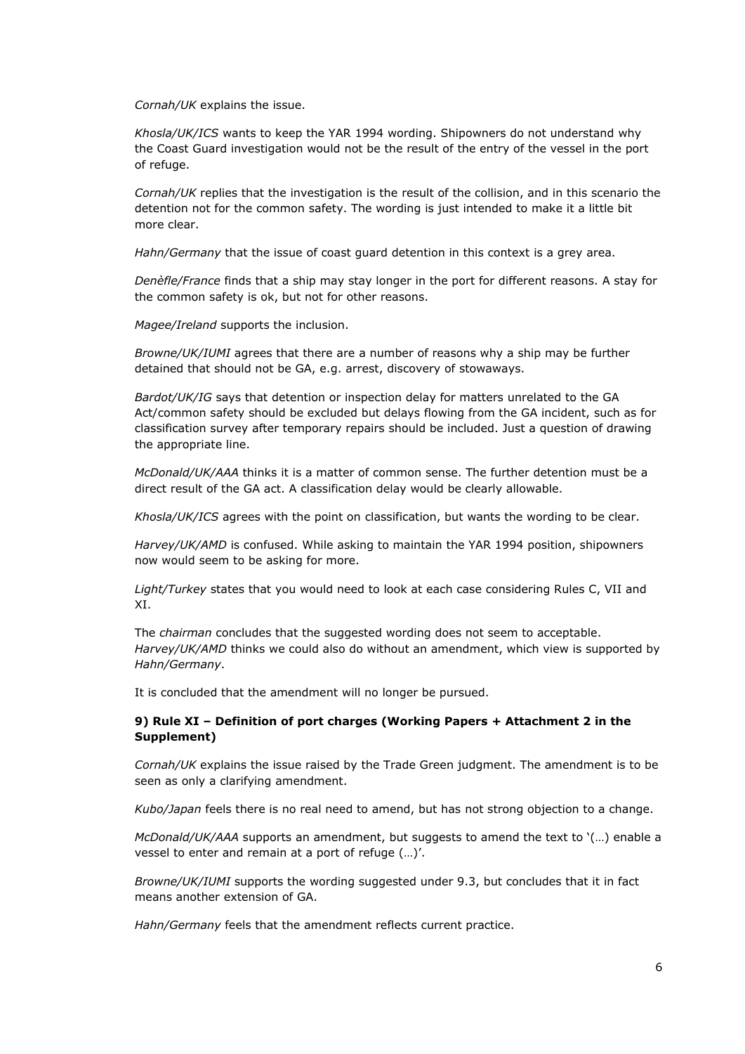*Cornah/UK* explains the issue.

*Khosla/UK/ICS* wants to keep the YAR 1994 wording. Shipowners do not understand why the Coast Guard investigation would not be the result of the entry of the vessel in the port of refuge.

*Cornah/UK* replies that the investigation is the result of the collision, and in this scenario the detention not for the common safety. The wording is just intended to make it a little bit more clear.

*Hahn/Germany* that the issue of coast guard detention in this context is a grey area.

*Denèfle/France* finds that a ship may stay longer in the port for different reasons. A stay for the common safety is ok, but not for other reasons.

*Magee/Ireland* supports the inclusion.

*Browne/UK/IUMI* agrees that there are a number of reasons why a ship may be further detained that should not be GA, e.g. arrest, discovery of stowaways.

*Bardot/UK/IG* says that detention or inspection delay for matters unrelated to the GA Act/common safety should be excluded but delays flowing from the GA incident, such as for classification survey after temporary repairs should be included. Just a question of drawing the appropriate line.

*McDonald/UK/AAA* thinks it is a matter of common sense. The further detention must be a direct result of the GA act. A classification delay would be clearly allowable.

*Khosla/UK/ICS* agrees with the point on classification, but wants the wording to be clear.

*Harvey/UK/AMD* is confused. While asking to maintain the YAR 1994 position, shipowners now would seem to be asking for more.

*Light/Turkey* states that you would need to look at each case considering Rules C, VII and XI.

The *chairman* concludes that the suggested wording does not seem to acceptable. *Harvey/UK/AMD* thinks we could also do without an amendment, which view is supported by *Hahn/Germany*.

It is concluded that the amendment will no longer be pursued.

**9) Rule XI – Definition of port charges (Working Papers + Attachment 2 in the Supplement)**

*Cornah/UK* explains the issue raised by the Trade Green judgment. The amendment is to be seen as only a clarifying amendment.

*Kubo/Japan* feels there is no real need to amend, but has not strong objection to a change.

*McDonald/UK/AAA* supports an amendment, but suggests to amend the text to '(…) enable a vessel to enter and remain at a port of refuge (…)'.

*Browne/UK/IUMI* supports the wording suggested under 9.3, but concludes that it in fact means another extension of GA.

*Hahn/Germany* feels that the amendment reflects current practice.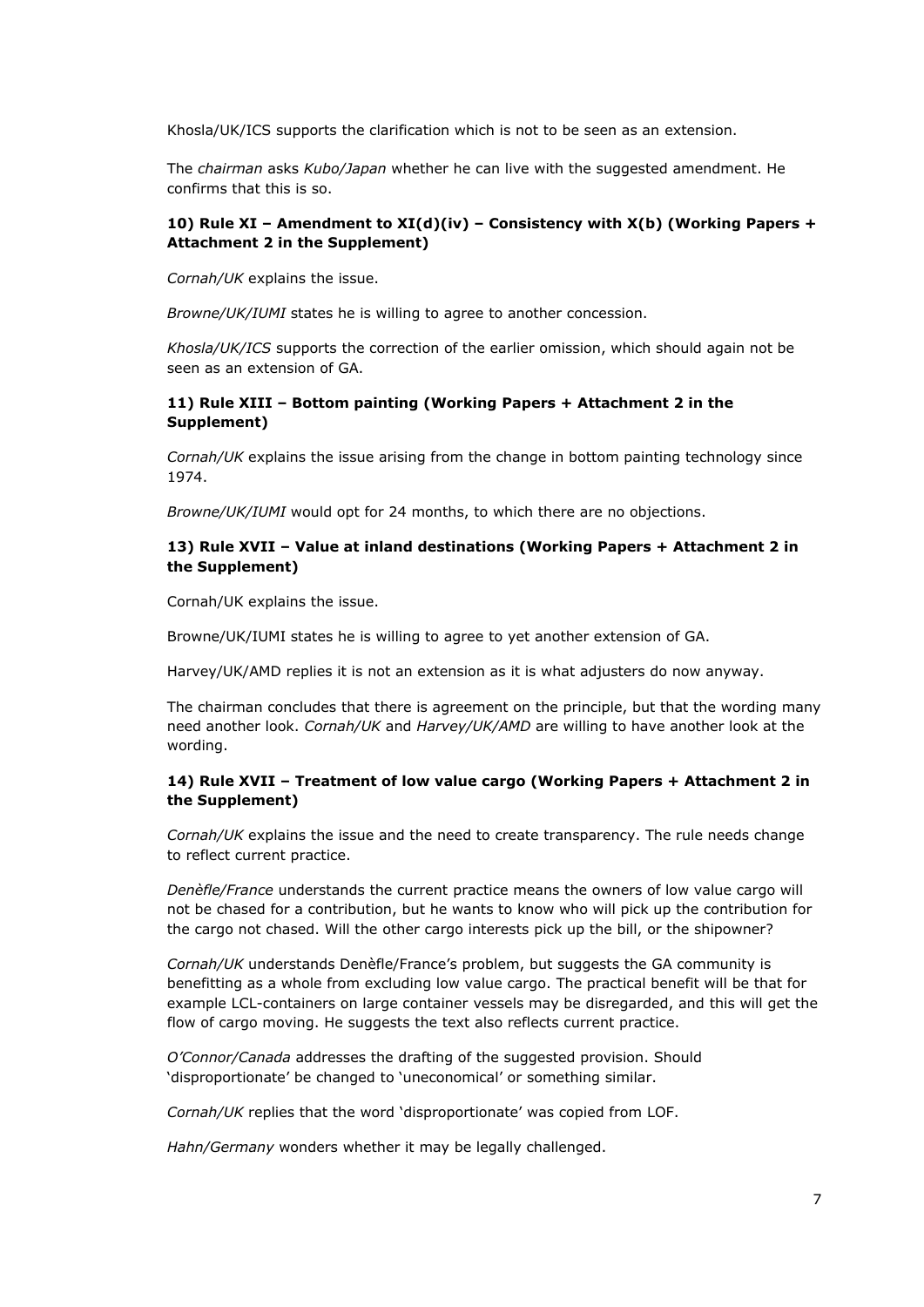Khosla/UK/ICS supports the clarification which is not to be seen as an extension.

The *chairman* asks *Kubo/Japan* whether he can live with the suggested amendment. He confirms that this is so.

**10) Rule XI – Amendment to XI(d)(iv) – Consistency with X(b) (Working Papers + Attachment 2 in the Supplement)**

*Cornah/UK* explains the issue.

*Browne/UK/IUMI* states he is willing to agree to another concession.

*Khosla/UK/ICS* supports the correction of the earlier omission, which should again not be seen as an extension of GA.

**11) Rule XIII – Bottom painting (Working Papers + Attachment 2 in the Supplement)**

*Cornah/UK* explains the issue arising from the change in bottom painting technology since 1974.

*Browne/UK/IUMI* would opt for 24 months, to which there are no objections.

**13) Rule XVII – Value at inland destinations (Working Papers + Attachment 2 in the Supplement)**

Cornah/UK explains the issue.

Browne/UK/IUMI states he is willing to agree to yet another extension of GA.

Harvey/UK/AMD replies it is not an extension as it is what adjusters do now anyway.

The chairman concludes that there is agreement on the principle, but that the wording many need another look. *Cornah/UK* and *Harvey/UK/AMD* are willing to have another look at the wording.

**14) Rule XVII – Treatment of low value cargo (Working Papers + Attachment 2 in the Supplement)**

*Cornah/UK* explains the issue and the need to create transparency. The rule needs change to reflect current practice.

*Denèfle/France* understands the current practice means the owners of low value cargo will not be chased for a contribution, but he wants to know who will pick up the contribution for the cargo not chased. Will the other cargo interests pick up the bill, or the shipowner?

*Cornah/UK* understands Denèfle/France's problem, but suggests the GA community is benefitting as a whole from excluding low value cargo. The practical benefit will be that for example LCL-containers on large container vessels may be disregarded, and this will get the flow of cargo moving. He suggests the text also reflects current practice.

*O'Connor/Canada* addresses the drafting of the suggested provision. Should 'disproportionate' be changed to 'uneconomical' or something similar.

*Cornah/UK* replies that the word 'disproportionate' was copied from LOF.

*Hahn/Germany* wonders whether it may be legally challenged.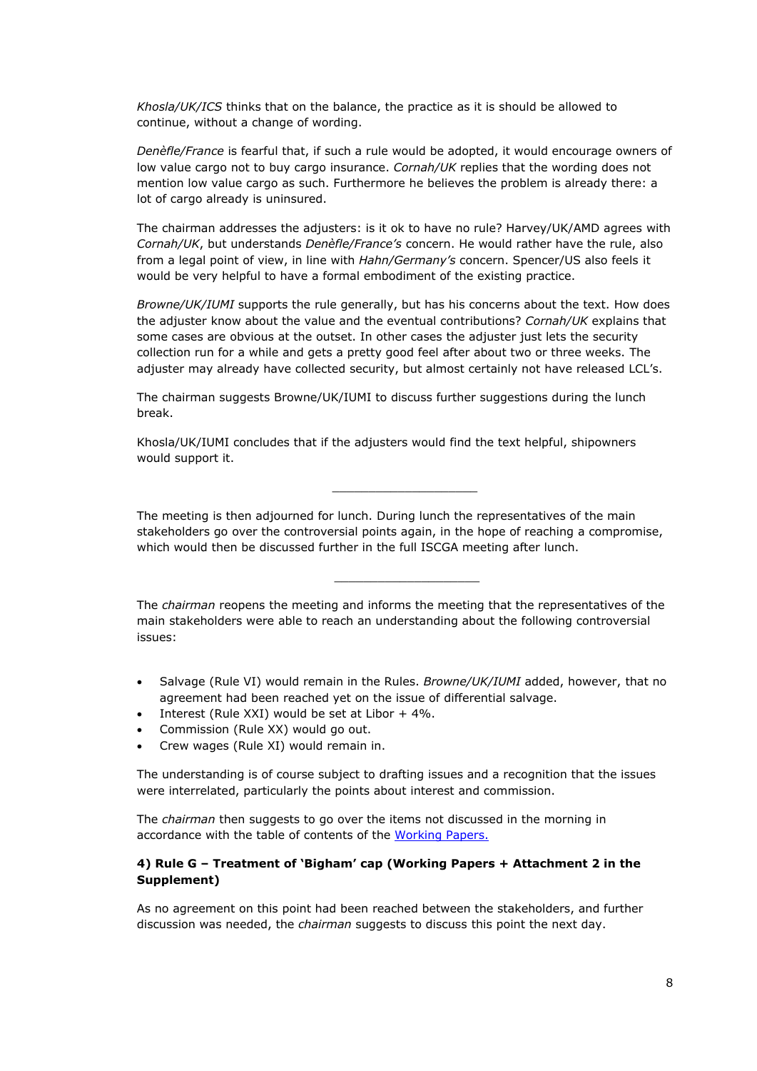*Khosla/UK/ICS* thinks that on the balance, the practice as it is should be allowed to continue, without a change of wording.

*Denèfle/France* is fearful that, if such a rule would be adopted, it would encourage owners of low value cargo not to buy cargo insurance. *Cornah/UK* replies that the wording does not mention low value cargo as such. Furthermore he believes the problem is already there: a lot of cargo already is uninsured.

The chairman addresses the adjusters: is it ok to have no rule? Harvey/UK/AMD agrees with *Cornah/UK*, but understands *Denèfle/France's* concern. He would rather have the rule, also from a legal point of view, in line with *Hahn/Germany's* concern. Spencer/US also feels it would be very helpful to have a formal embodiment of the existing practice.

*Browne/UK/IUMI* supports the rule generally, but has his concerns about the text. How does the adjuster know about the value and the eventual contributions? *Cornah/UK* explains that some cases are obvious at the outset. In other cases the adjuster just lets the security collection run for a while and gets a pretty good feel after about two or three weeks. The adjuster may already have collected security, but almost certainly not have released LCL's.

The chairman suggests Browne/UK/IUMI to discuss further suggestions during the lunch break.

Khosla/UK/IUMI concludes that if the adjusters would find the text helpful, shipowners would support it.

---

The meeting is then adjourned for lunch. During lunch the representatives of the main stakeholders go over the controversial points again, in the hope of reaching a compromise, which would then be discussed further in the full ISCGA meeting after lunch.

---

The *chairman* reopens the meeting and informs the meeting that the representatives of the main stakeholders were able to reach an understanding about the following controversial issues:

- Salvage (Rule VI) would remain in the Rules. *Browne/UK/IUMI* added, however, that no agreement had been reached yet on the issue of differential salvage.
- Interest (Rule XXI) would be set at Libor + 4%.
- Commission (Rule XX) would go out.
- Crew wages (Rule XI) would remain in.

The understanding is of course subject to drafting issues and a recognition that the issues were interrelated, particularly the points about interest and commission.

The *chairman* then suggests to go over the items not discussed in the morning in accordance with the table of contents of the Working Papers.

**4) Rule G – Treatment of 'Bigham' cap (Working Papers + Attachment 2 in the Supplement)**

As no agreement on this point had been reached between the stakeholders, and further discussion was needed, the *chairman* suggests to discuss this point the next day.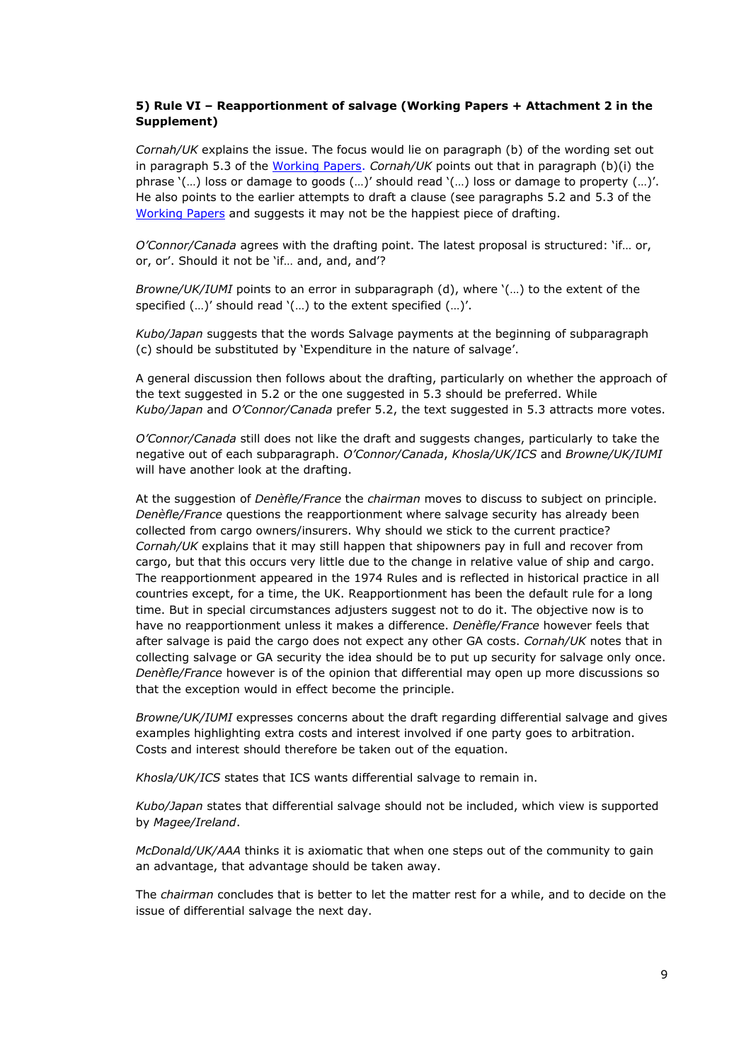**5) Rule VI – Reapportionment of salvage (Working Papers + Attachment 2 in the Supplement)**

*Cornah/UK* explains the issue. The focus would lie on paragraph (b) of the wording set out in paragraph 5.3 of the Working Papers. *Cornah/UK* points out that in paragraph (b)(i) the phrase '(…) loss or damage to goods (…)' should read '(…) loss or damage to property (…)'. He also points to the earlier attempts to draft a clause (see paragraphs 5.2 and 5.3 of the Working Papers and suggests it may not be the happiest piece of drafting.

*O'Connor/Canada* agrees with the drafting point. The latest proposal is structured: 'if… or, or, or'. Should it not be 'if… and, and, and'?

*Browne/UK/IUMI* points to an error in subparagraph (d), where '(…) to the extent of the specified (…)' should read '(…) to the extent specified (…)'.

*Kubo/Japan* suggests that the words Salvage payments at the beginning of subparagraph (c) should be substituted by 'Expenditure in the nature of salvage'.

A general discussion then follows about the drafting, particularly on whether the approach of the text suggested in 5.2 or the one suggested in 5.3 should be preferred. While *Kubo/Japan* and *O'Connor/Canada* prefer 5.2, the text suggested in 5.3 attracts more votes.

*O'Connor/Canada* still does not like the draft and suggests changes, particularly to take the negative out of each subparagraph. *O'Connor/Canada*, *Khosla/UK/ICS* and *Browne/UK/IUMI* will have another look at the drafting.

At the suggestion of *Denèfle/France* the *chairman* moves to discuss to subject on principle. *Denèfle/France* questions the reapportionment where salvage security has already been collected from cargo owners/insurers. Why should we stick to the current practice? *Cornah/UK* explains that it may still happen that shipowners pay in full and recover from cargo, but that this occurs very little due to the change in relative value of ship and cargo. The reapportionment appeared in the 1974 Rules and is reflected in historical practice in all countries except, for a time, the UK. Reapportionment has been the default rule for a long time. But in special circumstances adjusters suggest not to do it. The objective now is to have no reapportionment unless it makes a difference. *Denèfle/France* however feels that after salvage is paid the cargo does not expect any other GA costs. *Cornah/UK* notes that in collecting salvage or GA security the idea should be to put up security for salvage only once. *Denèfle/France* however is of the opinion that differential may open up more discussions so that the exception would in effect become the principle.

*Browne/UK/IUMI* expresses concerns about the draft regarding differential salvage and gives examples highlighting extra costs and interest involved if one party goes to arbitration. Costs and interest should therefore be taken out of the equation.

*Khosla/UK/ICS* states that ICS wants differential salvage to remain in.

*Kubo/Japan* states that differential salvage should not be included, which view is supported by *Magee/Ireland*.

*McDonald/UK/AAA* thinks it is axiomatic that when one steps out of the community to gain an advantage, that advantage should be taken away.

The *chairman* concludes that is better to let the matter rest for a while, and to decide on the issue of differential salvage the next day.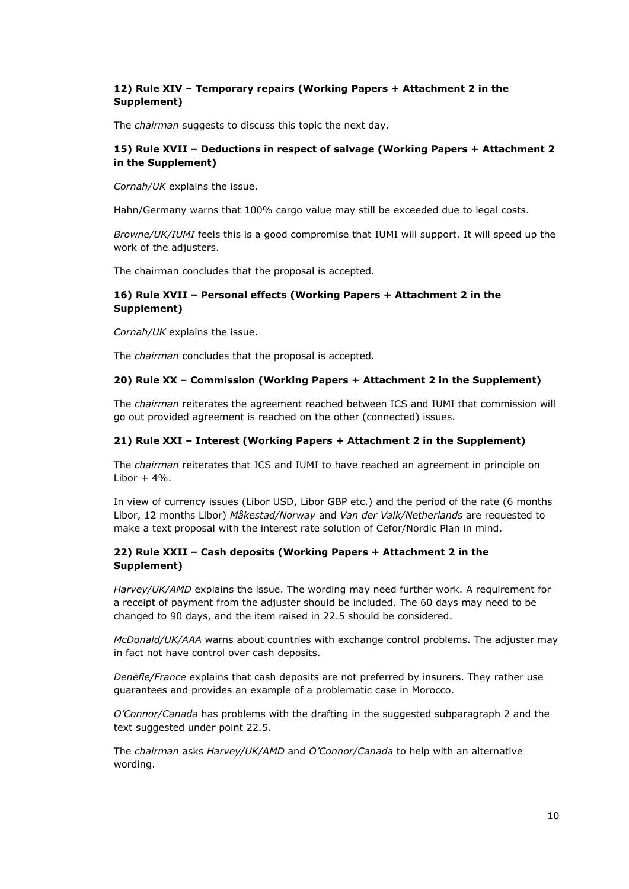**12) Rule XIV – Temporary repairs (Working Papers + Attachment 2 in the Supplement)**

The *chairman* suggests to discuss this topic the next day.

**15) Rule XVII – Deductions in respect of salvage (Working Papers + Attachment 2 in the Supplement)**

*Cornah/UK* explains the issue.

Hahn/Germany warns that 100% cargo value may still be exceeded due to legal costs.

*Browne/UK/IUMI* feels this is a good compromise that IUMI will support. It will speed up the work of the adjusters.

The chairman concludes that the proposal is accepted.

**16) Rule XVII – Personal effects (Working Papers + Attachment 2 in the Supplement)**

*Cornah/UK* explains the issue.

The *chairman* concludes that the proposal is accepted.

**20) Rule XX – Commission (Working Papers + Attachment 2 in the Supplement)**

The *chairman* reiterates the agreement reached between ICS and IUMI that commission will go out provided agreement is reached on the other (connected) issues.

**21) Rule XXI – Interest (Working Papers + Attachment 2 in the Supplement)**

The *chairman* reiterates that ICS and IUMI to have reached an agreement in principle on Libor + 4%.

In view of currency issues (Libor USD, Libor GBP etc.) and the period of the rate (6 months Libor, 12 months Libor) *Måkestad/Norway* and *Van der Valk/Netherlands* are requested to make a text proposal with the interest rate solution of Cefor/Nordic Plan in mind.

**22) Rule XXII – Cash deposits (Working Papers + Attachment 2 in the Supplement)**

*Harvey/UK/AMD* explains the issue. The wording may need further work. A requirement for a receipt of payment from the adjuster should be included. The 60 days may need to be changed to 90 days, and the item raised in 22.5 should be considered.

*McDonald/UK/AAA* warns about countries with exchange control problems. The adjuster may in fact not have control over cash deposits.

*Denèfle/France* explains that cash deposits are not preferred by insurers. They rather use guarantees and provides an example of a problematic case in Morocco.

*O'Connor/Canada* has problems with the drafting in the suggested subparagraph 2 and the text suggested under point 22.5.

The *chairman* asks *Harvey/UK/AMD* and *O'Connor/Canada* to help with an alternative wording.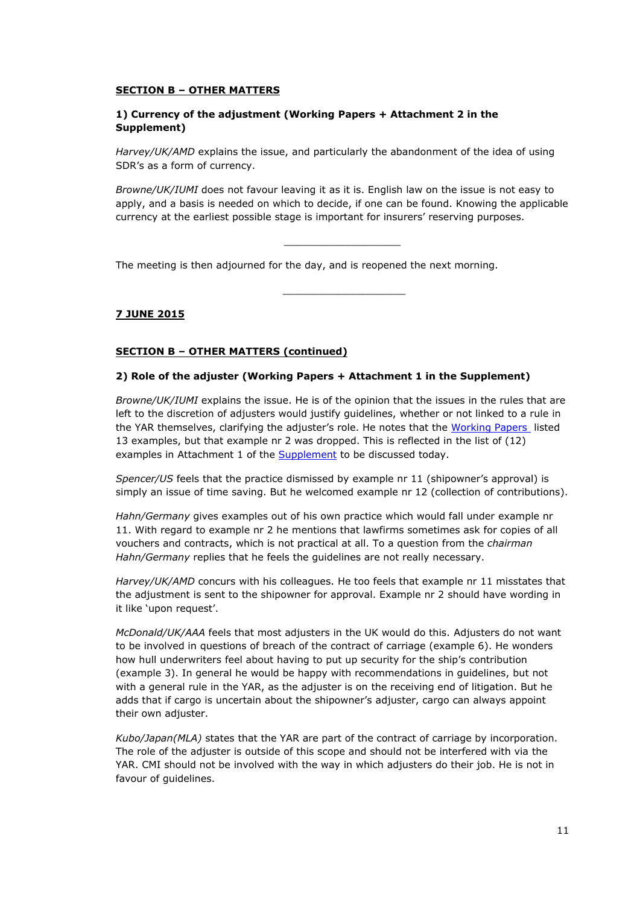**SECTION B – OTHER MATTERS**

**1) Currency of the adjustment (Working Papers + Attachment 2 in the Supplement)**

*Harvey/UK/AMD* explains the issue, and particularly the abandonment of the idea of using SDR's as a form of currency.

*Browne/UK/IUMI* does not favour leaving it as it is. English law on the issue is not easy to apply, and a basis is needed on which to decide, if one can be found. Knowing the applicable currency at the earliest possible stage is important for insurers' reserving purposes.

---

The meeting is then adjourned for the day, and is reopened the next morning.

---

**7 JUNE 2015**

**SECTION B – OTHER MATTERS (continued)**

**2) Role of the adjuster (Working Papers + Attachment 1 in the Supplement)**

*Browne/UK/IUMI* explains the issue. He is of the opinion that the issues in the rules that are left to the discretion of adjusters would justify guidelines, whether or not linked to a rule in the YAR themselves, clarifying the adjuster's role. He notes that the Working Papers listed 13 examples, but that example nr 2 was dropped. This is reflected in the list of (12) examples in Attachment 1 of the Supplement to be discussed today.

*Spencer/US* feels that the practice dismissed by example nr 11 (shipowner's approval) is simply an issue of time saving. But he welcomed example nr 12 (collection of contributions).

*Hahn/Germany* gives examples out of his own practice which would fall under example nr 11. With regard to example nr 2 he mentions that lawfirms sometimes ask for copies of all vouchers and contracts, which is not practical at all. To a question from the *chairman* *Hahn/Germany* replies that he feels the guidelines are not really necessary.

*Harvey/UK/AMD* concurs with his colleagues. He too feels that example nr 11 misstates that the adjustment is sent to the shipowner for approval. Example nr 2 should have wording in it like 'upon request'.

*McDonald/UK/AAA* feels that most adjusters in the UK would do this. Adjusters do not want to be involved in questions of breach of the contract of carriage (example 6). He wonders how hull underwriters feel about having to put up security for the ship's contribution (example 3). In general he would be happy with recommendations in guidelines, but not with a general rule in the YAR, as the adjuster is on the receiving end of litigation. But he adds that if cargo is uncertain about the shipowner's adjuster, cargo can always appoint their own adjuster.

*Kubo/Japan(MLA)* states that the YAR are part of the contract of carriage by incorporation. The role of the adjuster is outside of this scope and should not be interfered with via the YAR. CMI should not be involved with the way in which adjusters do their job. He is not in favour of guidelines.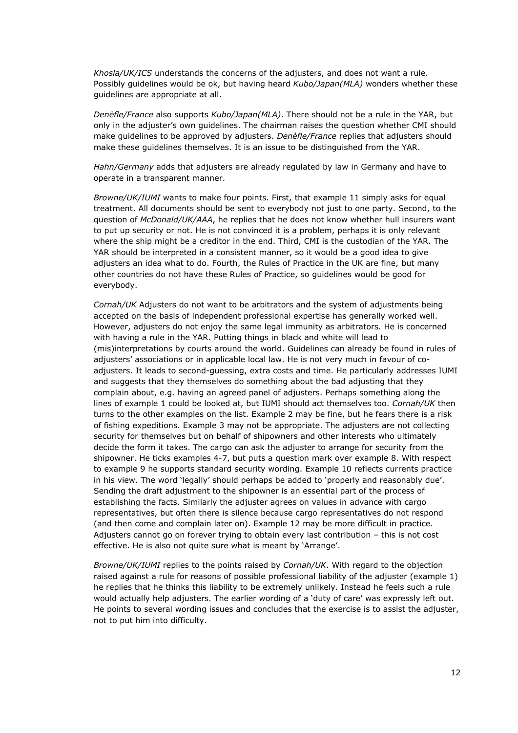*Khosla/UK/ICS* understands the concerns of the adjusters, and does not want a rule. Possibly guidelines would be ok, but having heard *Kubo/Japan(MLA)* wonders whether these guidelines are appropriate at all.

*Denèfle/France* also supports *Kubo/Japan(MLA)*. There should not be a rule in the YAR, but only in the adjuster's own guidelines. The chairman raises the question whether CMI should make guidelines to be approved by adjusters. *Denèfle/France* replies that adjusters should make these guidelines themselves. It is an issue to be distinguished from the YAR.

*Hahn/Germany* adds that adjusters are already regulated by law in Germany and have to operate in a transparent manner.

*Browne/UK/IUMI* wants to make four points. First, that example 11 simply asks for equal treatment. All documents should be sent to everybody not just to one party. Second, to the question of *McDonald/UK/AAA*, he replies that he does not know whether hull insurers want to put up security or not. He is not convinced it is a problem, perhaps it is only relevant where the ship might be a creditor in the end. Third, CMI is the custodian of the YAR. The YAR should be interpreted in a consistent manner, so it would be a good idea to give adjusters an idea what to do. Fourth, the Rules of Practice in the UK are fine, but many other countries do not have these Rules of Practice, so guidelines would be good for everybody.

*Cornah/UK* Adjusters do not want to be arbitrators and the system of adjustments being accepted on the basis of independent professional expertise has generally worked well. However, adjusters do not enjoy the same legal immunity as arbitrators. He is concerned with having a rule in the YAR. Putting things in black and white will lead to (mis)interpretations by courts around the world. Guidelines can already be found in rules of adjusters' associations or in applicable local law. He is not very much in favour of co-adjusters. It leads to second-guessing, extra costs and time. He particularly addresses IUMI and suggests that they themselves do something about the bad adjusting that they complain about, e.g. having an agreed panel of adjusters. Perhaps something along the lines of example 1 could be looked at, but IUMI should act themselves too. *Cornah/UK* then turns to the other examples on the list. Example 2 may be fine, but he fears there is a risk of fishing expeditions. Example 3 may not be appropriate. The adjusters are not collecting security for themselves but on behalf of shipowners and other interests who ultimately decide the form it takes. The cargo can ask the adjuster to arrange for security from the shipowner. He ticks examples 4-7, but puts a question mark over example 8. With respect to example 9 he supports standard security wording. Example 10 reflects currents practice in his view. The word 'legally' should perhaps be added to 'properly and reasonably due'. Sending the draft adjustment to the shipowner is an essential part of the process of establishing the facts. Similarly the adjuster agrees on values in advance with cargo representatives, but often there is silence because cargo representatives do not respond (and then come and complain later on). Example 12 may be more difficult in practice. Adjusters cannot go on forever trying to obtain every last contribution – this is not cost effective. He is also not quite sure what is meant by 'Arrange'.

*Browne/UK/IUMI* replies to the points raised by *Cornah/UK*. With regard to the objection raised against a rule for reasons of possible professional liability of the adjuster (example 1) he replies that he thinks this liability to be extremely unlikely. Instead he feels such a rule would actually help adjusters. The earlier wording of a 'duty of care' was expressly left out. He points to several wording issues and concludes that the exercise is to assist the adjuster, not to put him into difficulty.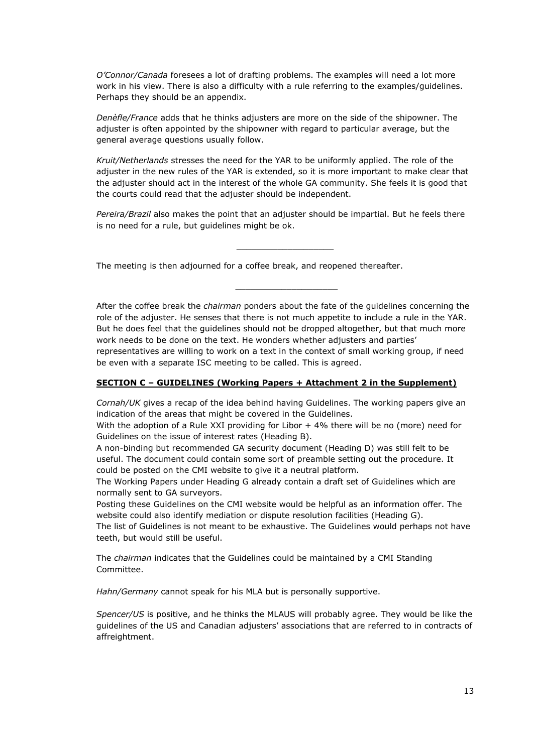*O'Connor/Canada* foresees a lot of drafting problems. The examples will need a lot more work in his view. There is also a difficulty with a rule referring to the examples/guidelines. Perhaps they should be an appendix.

*Denèfle/France* adds that he thinks adjusters are more on the side of the shipowner. The adjuster is often appointed by the shipowner with regard to particular average, but the general average questions usually follow.

*Kruit/Netherlands* stresses the need for the YAR to be uniformly applied. The role of the adjuster in the new rules of the YAR is extended, so it is more important to make clear that the adjuster should act in the interest of the whole GA community. She feels it is good that the courts could read that the adjuster should be independent.

*Pereira/Brazil* also makes the point that an adjuster should be impartial. But he feels there is no need for a rule, but guidelines might be ok.

---

The meeting is then adjourned for a coffee break, and reopened thereafter.

---

After the coffee break the *chairman* ponders about the fate of the guidelines concerning the role of the adjuster. He senses that there is not much appetite to include a rule in the YAR. But he does feel that the guidelines should not be dropped altogether, but that much more work needs to be done on the text. He wonders whether adjusters and parties' representatives are willing to work on a text in the context of small working group, if need be even with a separate ISC meeting to be called. This is agreed.

**SECTION C – GUIDELINES (Working Papers + Attachment 2 in the Supplement)**

*Cornah/UK* gives a recap of the idea behind having Guidelines. The working papers give an indication of the areas that might be covered in the Guidelines.
With the adoption of a Rule XXI providing for Libor + 4% there will be no (more) need for Guidelines on the issue of interest rates (Heading B).
A non-binding but recommended GA security document (Heading D) was still felt to be useful. The document could contain some sort of preamble setting out the procedure. It could be posted on the CMI website to give it a neutral platform.
The Working Papers under Heading G already contain a draft set of Guidelines which are normally sent to GA surveyors.
Posting these Guidelines on the CMI website would be helpful as an information offer. The website could also identify mediation or dispute resolution facilities (Heading G).
The list of Guidelines is not meant to be exhaustive. The Guidelines would perhaps not have teeth, but would still be useful.

The *chairman* indicates that the Guidelines could be maintained by a CMI Standing Committee.

*Hahn/Germany* cannot speak for his MLA but is personally supportive.

*Spencer/US* is positive, and he thinks the MLAUS will probably agree. They would be like the guidelines of the US and Canadian adjusters' associations that are referred to in contracts of affreightment.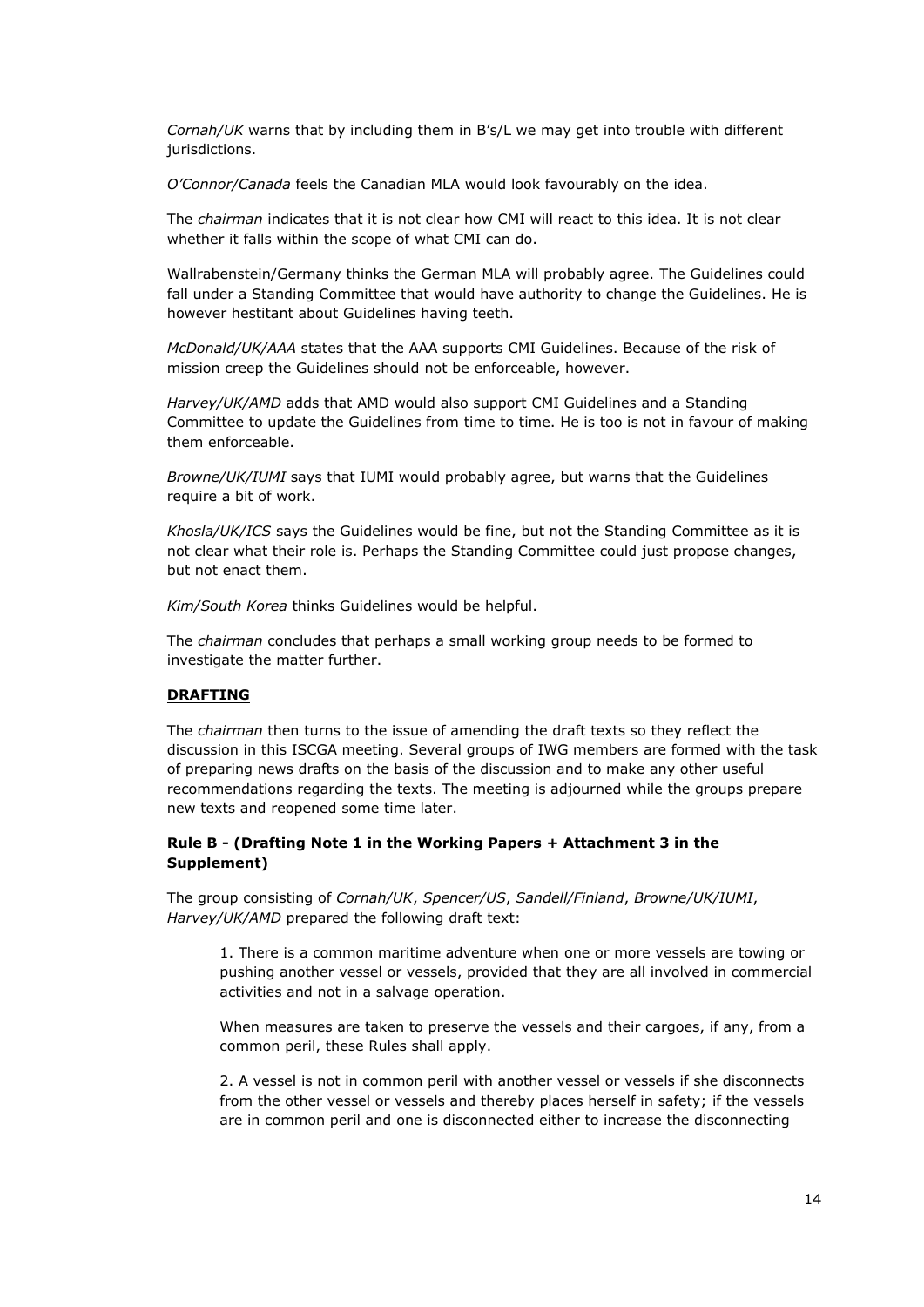*Cornah/UK* warns that by including them in B's/L we may get into trouble with different jurisdictions.

*O'Connor/Canada* feels the Canadian MLA would look favourably on the idea.

The *chairman* indicates that it is not clear how CMI will react to this idea. It is not clear whether it falls within the scope of what CMI can do.

Wallrabenstein/Germany thinks the German MLA will probably agree. The Guidelines could fall under a Standing Committee that would have authority to change the Guidelines. He is however hestitant about Guidelines having teeth.

*McDonald/UK/AAA* states that the AAA supports CMI Guidelines. Because of the risk of mission creep the Guidelines should not be enforceable, however.

*Harvey/UK/AMD* adds that AMD would also support CMI Guidelines and a Standing Committee to update the Guidelines from time to time. He is too is not in favour of making them enforceable.

*Browne/UK/IUMI* says that IUMI would probably agree, but warns that the Guidelines require a bit of work.

*Khosla/UK/ICS* says the Guidelines would be fine, but not the Standing Committee as it is not clear what their role is. Perhaps the Standing Committee could just propose changes, but not enact them.

*Kim/South Korea* thinks Guidelines would be helpful.

The *chairman* concludes that perhaps a small working group needs to be formed to investigate the matter further.

**DRAFTING**

The *chairman* then turns to the issue of amending the draft texts so they reflect the discussion in this ISCGA meeting. Several groups of IWG members are formed with the task of preparing news drafts on the basis of the discussion and to make any other useful recommendations regarding the texts. The meeting is adjourned while the groups prepare new texts and reopened some time later.

### Rule B - (Drafting Note 1 in the Working Papers + Attachment 3 in the Supplement)

The group consisting of *Cornah/UK*, *Spencer/US*, *Sandell/Finland*, *Browne/UK/IUMI*, *Harvey/UK/AMD* prepared the following draft text:

> 1. There is a common maritime adventure when one or more vessels are towing or pushing another vessel or vessels, provided that they are all involved in commercial activities and not in a salvage operation.
>
> When measures are taken to preserve the vessels and their cargoes, if any, from a common peril, these Rules shall apply.
>
> 2. A vessel is not in common peril with another vessel or vessels if she disconnects from the other vessel or vessels and thereby places herself in safety; if the vessels are in common peril and one is disconnected either to increase the disconnecting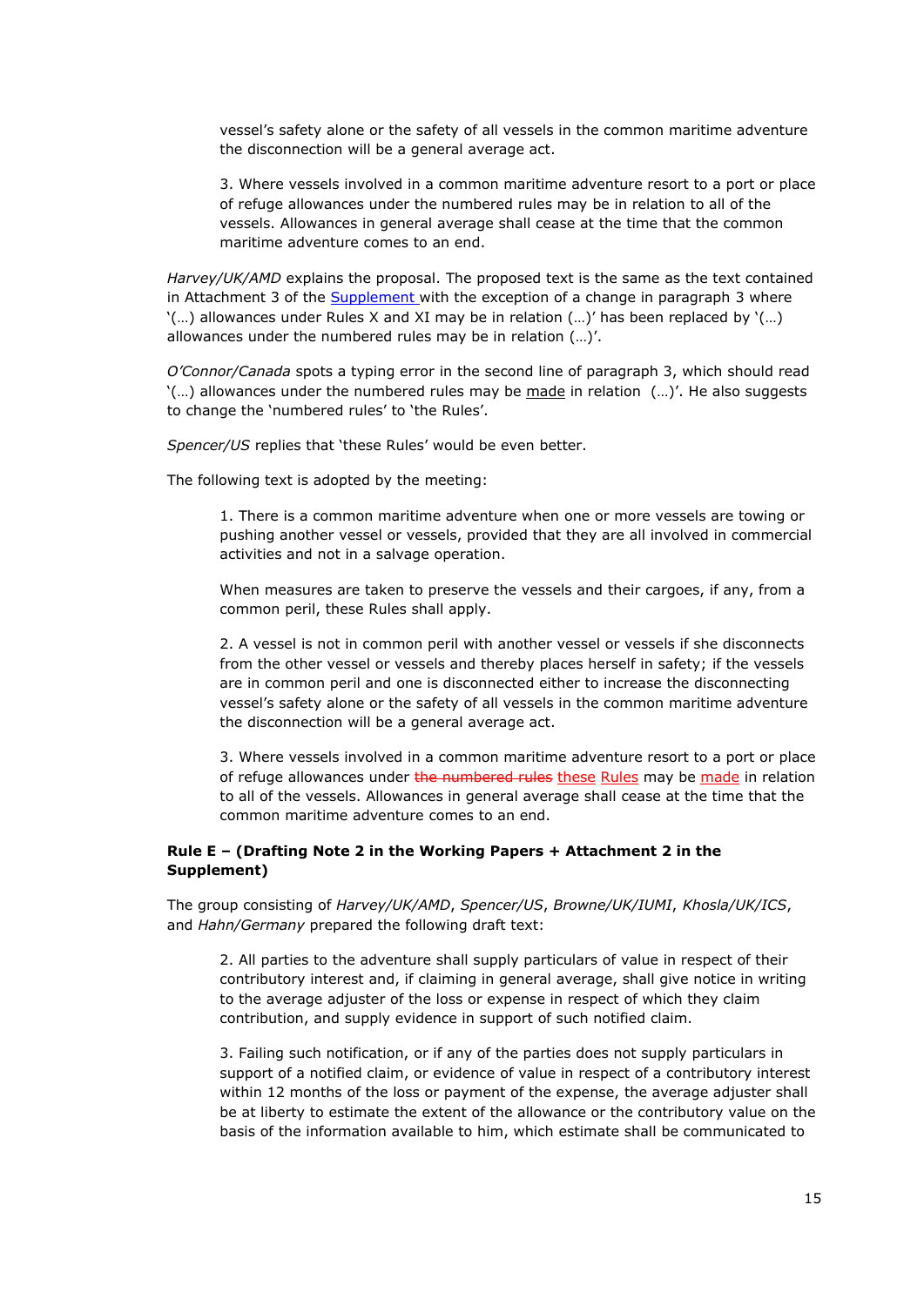vessel's safety alone or the safety of all vessels in the common maritime adventure the disconnection will be a general average act.

> 3. Where vessels involved in a common maritime adventure resort to a port or place of refuge allowances under the numbered rules may be in relation to all of the vessels. Allowances in general average shall cease at the time that the common maritime adventure comes to an end.

*Harvey/UK/AMD* explains the proposal. The proposed text is the same as the text contained in Attachment 3 of the Supplement with the exception of a change in paragraph 3 where '(…) allowances under Rules X and XI may be in relation (…)' has been replaced by '(…) allowances under the numbered rules may be in relation (…)'.

*O'Connor/Canada* spots a typing error in the second line of paragraph 3, which should read '(…) allowances under the numbered rules may be made in relation (…)'. He also suggests to change the 'numbered rules' to 'the Rules'.

*Spencer/US* replies that 'these Rules' would be even better.

The following text is adopted by the meeting:

> 1. There is a common maritime adventure when one or more vessels are towing or pushing another vessel or vessels, provided that they are all involved in commercial activities and not in a salvage operation.
>
> When measures are taken to preserve the vessels and their cargoes, if any, from a common peril, these Rules shall apply.
>
> 2. A vessel is not in common peril with another vessel or vessels if she disconnects from the other vessel or vessels and thereby places herself in safety; if the vessels are in common peril and one is disconnected either to increase the disconnecting vessel's safety alone or the safety of all vessels in the common maritime adventure the disconnection will be a general average act.
>
> 3. Where vessels involved in a common maritime adventure resort to a port or place of refuge allowances under ~~the numbered rules~~ these Rules may be made in relation to all of the vessels. Allowances in general average shall cease at the time that the common maritime adventure comes to an end.

**Rule E – (Drafting Note 2 in the Working Papers + Attachment 2 in the Supplement)**

The group consisting of *Harvey/UK/AMD*, *Spencer/US*, *Browne/UK/IUMI*, *Khosla/UK/ICS*, and *Hahn/Germany* prepared the following draft text:

> 2. All parties to the adventure shall supply particulars of value in respect of their contributory interest and, if claiming in general average, shall give notice in writing to the average adjuster of the loss or expense in respect of which they claim contribution, and supply evidence in support of such notified claim.
>
> 3. Failing such notification, or if any of the parties does not supply particulars in support of a notified claim, or evidence of value in respect of a contributory interest within 12 months of the loss or payment of the expense, the average adjuster shall be at liberty to estimate the extent of the allowance or the contributory value on the basis of the information available to him, which estimate shall be communicated to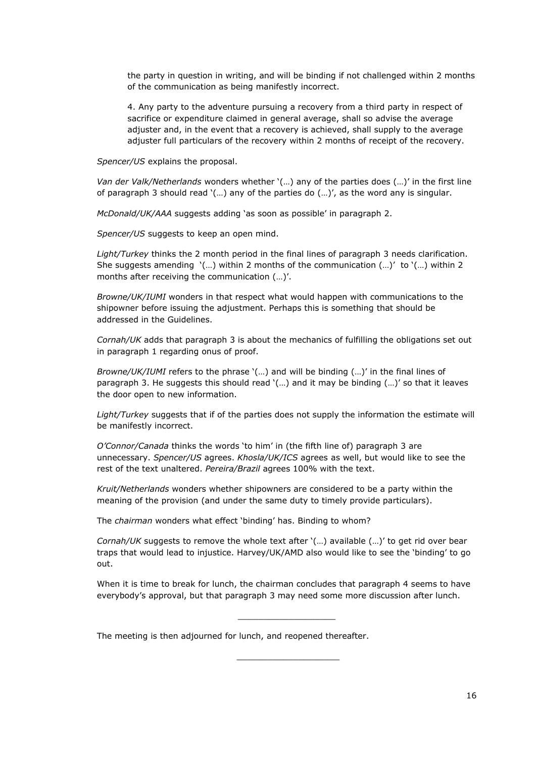the party in question in writing, and will be binding if not challenged within 2 months of the communication as being manifestly incorrect.

4. Any party to the adventure pursuing a recovery from a third party in respect of sacrifice or expenditure claimed in general average, shall so advise the average adjuster and, in the event that a recovery is achieved, shall supply to the average adjuster full particulars of the recovery within 2 months of receipt of the recovery.

*Spencer/US* explains the proposal.

*Van der Valk/Netherlands* wonders whether '(…) any of the parties does (…)' in the first line of paragraph 3 should read '(…) any of the parties do (…)', as the word any is singular.

*McDonald/UK/AAA* suggests adding 'as soon as possible' in paragraph 2.

*Spencer/US* suggests to keep an open mind.

*Light/Turkey* thinks the 2 month period in the final lines of paragraph 3 needs clarification. She suggests amending '(…) within 2 months of the communication (…)' to '(…) within 2 months after receiving the communication (…)'.

*Browne/UK/IUMI* wonders in that respect what would happen with communications to the shipowner before issuing the adjustment. Perhaps this is something that should be addressed in the Guidelines.

*Cornah/UK* adds that paragraph 3 is about the mechanics of fulfilling the obligations set out in paragraph 1 regarding onus of proof.

*Browne/UK/IUMI* refers to the phrase '(…) and will be binding (…)' in the final lines of paragraph 3. He suggests this should read '(…) and it may be binding (…)' so that it leaves the door open to new information.

*Light/Turkey* suggests that if of the parties does not supply the information the estimate will be manifestly incorrect.

*O'Connor/Canada* thinks the words 'to him' in (the fifth line of) paragraph 3 are unnecessary. *Spencer/US* agrees. *Khosla/UK/ICS* agrees as well, but would like to see the rest of the text unaltered. *Pereira/Brazil* agrees 100% with the text.

*Kruit/Netherlands* wonders whether shipowners are considered to be a party within the meaning of the provision (and under the same duty to timely provide particulars).

The *chairman* wonders what effect 'binding' has. Binding to whom?

*Cornah/UK* suggests to remove the whole text after '(…) available (…)' to get rid over bear traps that would lead to injustice. Harvey/UK/AMD also would like to see the 'binding' to go out.

When it is time to break for lunch, the chairman concludes that paragraph 4 seems to have everybody's approval, but that paragraph 3 may need some more discussion after lunch.

---

The meeting is then adjourned for lunch, and reopened thereafter.

---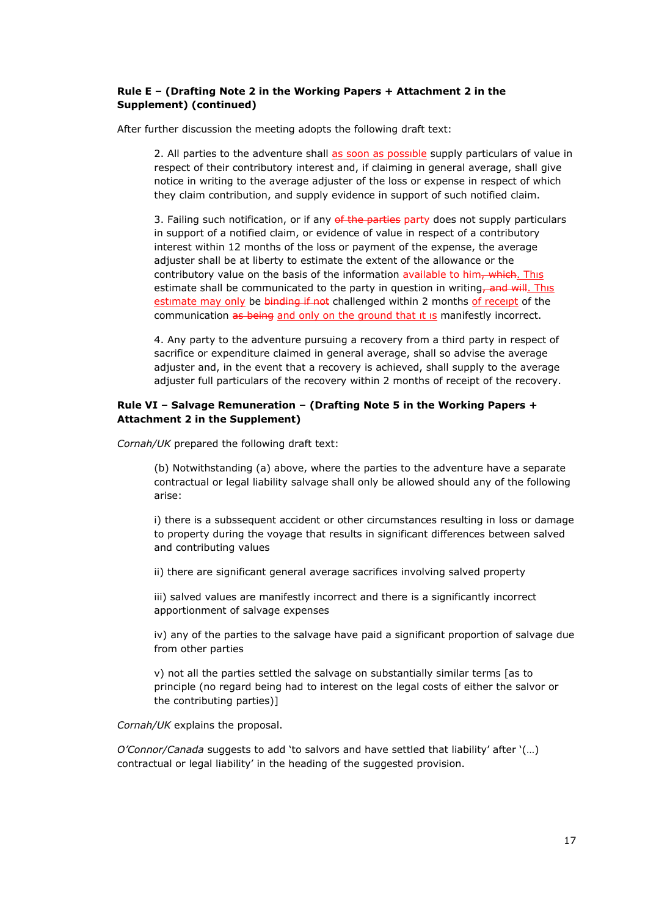**Rule E – (Drafting Note 2 in the Working Papers + Attachment 2 in the Supplement) (continued)**

After further discussion the meeting adopts the following draft text:

> 2. All parties to the adventure shall as soon as possible supply particulars of value in respect of their contributory interest and, if claiming in general average, shall give notice in writing to the average adjuster of the loss or expense in respect of which they claim contribution, and supply evidence in support of such notified claim.
>
> 3. Failing such notification, or if any ~~of the parties~~ party does not supply particulars in support of a notified claim, or evidence of value in respect of a contributory interest within 12 months of the loss or payment of the expense, the average adjuster shall be at liberty to estimate the extent of the allowance or the contributory value on the basis of the information available to him~~, which~~. This estimate shall be communicated to the party in question in writing~~, and will~~. This estimate may only be ~~binding if not~~ challenged within 2 months of receipt of the communication ~~as being~~ and only on the ground that it is manifestly incorrect.
>
> 4. Any party to the adventure pursuing a recovery from a third party in respect of sacrifice or expenditure claimed in general average, shall so advise the average adjuster and, in the event that a recovery is achieved, shall supply to the average adjuster full particulars of the recovery within 2 months of receipt of the recovery.

**Rule VI – Salvage Remuneration – (Drafting Note 5 in the Working Papers + Attachment 2 in the Supplement)**

*Cornah/UK* prepared the following draft text:

> (b) Notwithstanding (a) above, where the parties to the adventure have a separate contractual or legal liability salvage shall only be allowed should any of the following arise:
>
> i) there is a subssequent accident or other circumstances resulting in loss or damage to property during the voyage that results in significant differences between salved and contributing values
>
> ii) there are significant general average sacrifices involving salved property
>
> iii) salved values are manifestly incorrect and there is a significantly incorrect apportionment of salvage expenses
>
> iv) any of the parties to the salvage have paid a significant proportion of salvage due from other parties
>
> v) not all the parties settled the salvage on substantially similar terms [as to principle (no regard being had to interest on the legal costs of either the salvor or the contributing parties)]

*Cornah/UK* explains the proposal.

*O'Connor/Canada* suggests to add 'to salvors and have settled that liability' after '(…) contractual or legal liability' in the heading of the suggested provision.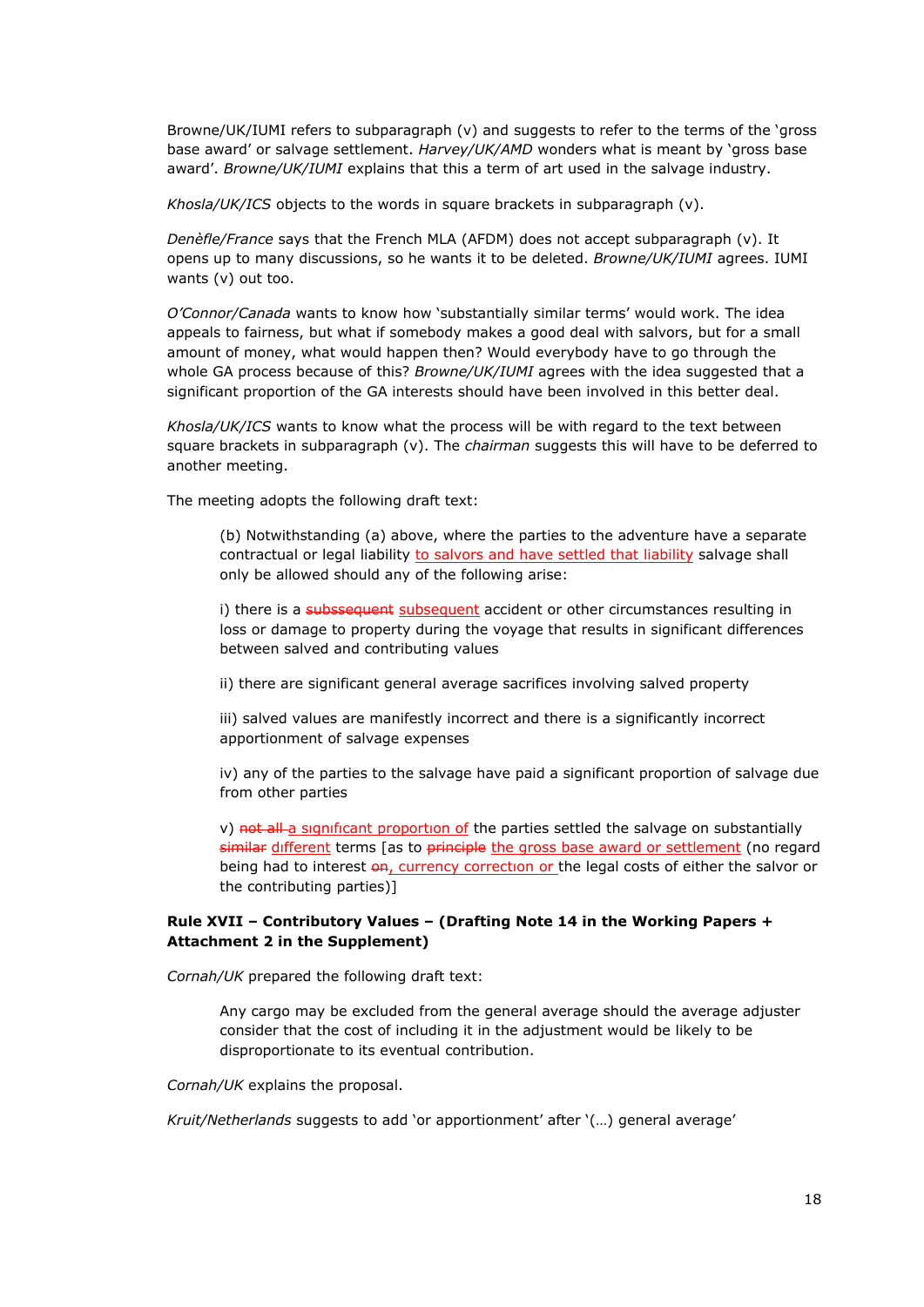*Browne/UK/IUMI* refers to subparagraph (v) and suggests to refer to the terms of the 'gross base award' or salvage settlement. *Harvey/UK/AMD* wonders what is meant by 'gross base award'. *Browne/UK/IUMI* explains that this a term of art used in the salvage industry.

*Khosla/UK/ICS* objects to the words in square brackets in subparagraph (v).

*Denèfle/France* says that the French MLA (AFDM) does not accept subparagraph (v). It opens up to many discussions, so he wants it to be deleted. *Browne/UK/IUMI* agrees. IUMI wants (v) out too.

*O'Connor/Canada* wants to know how 'substantially similar terms' would work. The idea appeals to fairness, but what if somebody makes a good deal with salvors, but for a small amount of money, what would happen then? Would everybody have to go through the whole GA process because of this? *Browne/UK/IUMI* agrees with the idea suggested that a significant proportion of the GA interests should have been involved in this better deal.

*Khosla/UK/ICS* wants to know what the process will be with regard to the text between square brackets in subparagraph (v). The *chairman* suggests this will have to be deferred to another meeting.

The meeting adopts the following draft text:

> (b) Notwithstanding (a) above, where the parties to the adventure have a separate contractual or legal liability <ins>to salvors and have settled that liability</ins> salvage shall only be allowed should any of the following arise:
>
> i) there is a ~~subssequent~~ <ins>subsequent</ins> accident or other circumstances resulting in loss or damage to property during the voyage that results in significant differences between salved and contributing values
>
> ii) there are significant general average sacrifices involving salved property
>
> iii) salved values are manifestly incorrect and there is a significantly incorrect apportionment of salvage expenses
>
> iv) any of the parties to the salvage have paid a significant proportion of salvage due from other parties
>
> v) ~~not all~~ <ins>a significant proportion of</ins> the parties settled the salvage on substantially ~~similar~~ <ins>different</ins> terms [as to ~~principle~~ <ins>the gross base award or settlement</ins> (no regard being had to interest ~~on~~<ins>, currency correction or</ins> the legal costs of either the salvor or the contributing parties)]

**Rule XVII – Contributory Values – (Drafting Note 14 in the Working Papers + Attachment 2 in the Supplement)**

*Cornah/UK* prepared the following draft text:

> Any cargo may be excluded from the general average should the average adjuster consider that the cost of including it in the adjustment would be likely to be disproportionate to its eventual contribution.

*Cornah/UK* explains the proposal.

*Kruit/Netherlands* suggests to add 'or apportionment' after '(…) general average'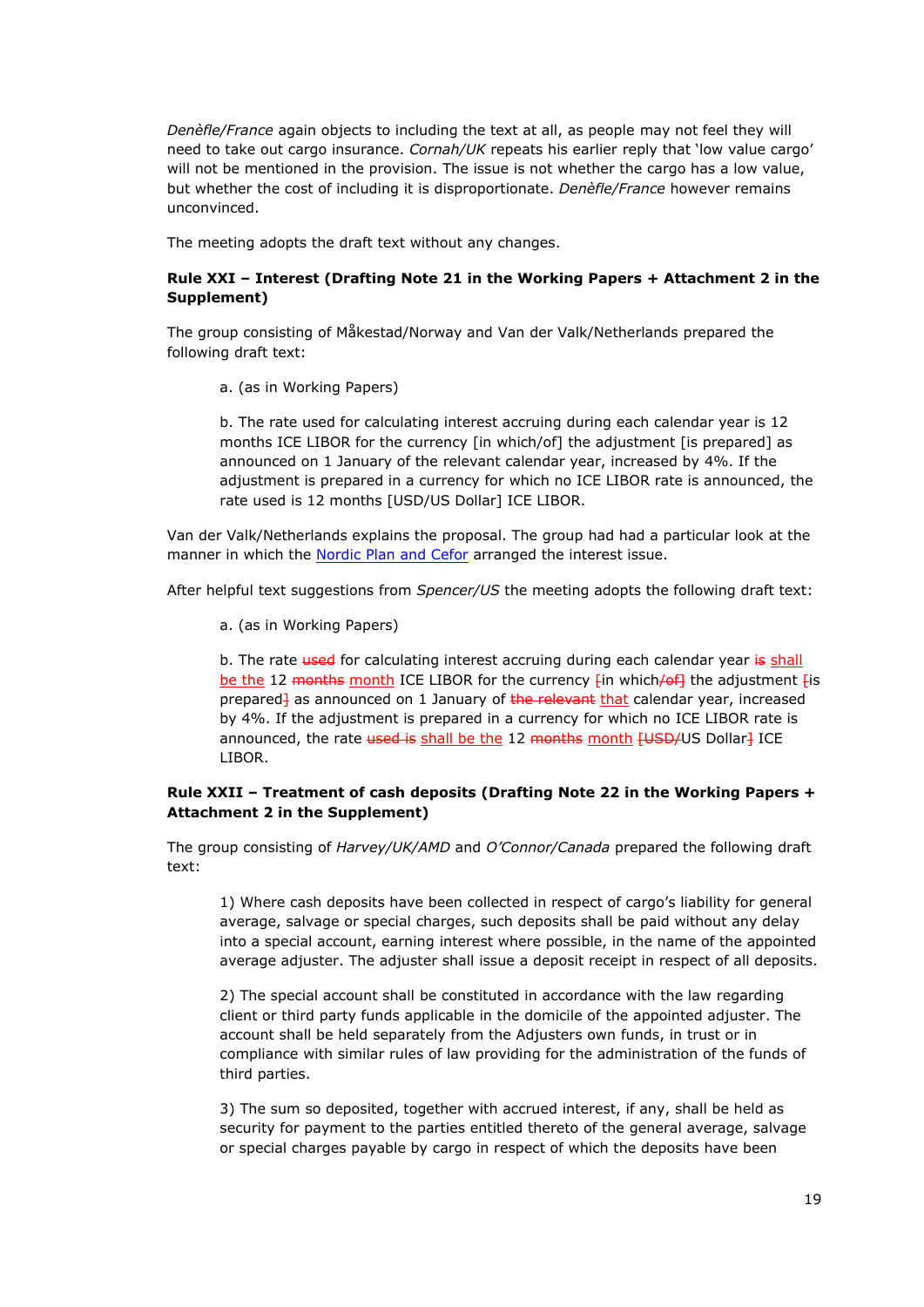*Denèfle/France* again objects to including the text at all, as people may not feel they will need to take out cargo insurance. *Cornah/UK* repeats his earlier reply that 'low value cargo' will not be mentioned in the provision. The issue is not whether the cargo has a low value, but whether the cost of including it is disproportionate. *Denèfle/France* however remains unconvinced.

The meeting adopts the draft text without any changes.

**Rule XXI – Interest (Drafting Note 21 in the Working Papers + Attachment 2 in the Supplement)**

The group consisting of Måkestad/Norway and Van der Valk/Netherlands prepared the following draft text:

> a. (as in Working Papers)
>
> b. The rate used for calculating interest accruing during each calendar year is 12 months ICE LIBOR for the currency [in which/of] the adjustment [is prepared] as announced on 1 January of the relevant calendar year, increased by 4%. If the adjustment is prepared in a currency for which no ICE LIBOR rate is announced, the rate used is 12 months [USD/US Dollar] ICE LIBOR.

Van der Valk/Netherlands explains the proposal. The group had had a particular look at the manner in which the Nordic Plan and Cefor arranged the interest issue.

After helpful text suggestions from *Spencer/US* the meeting adopts the following draft text:

> a. (as in Working Papers)
>
> b. The rate ~~used~~ for calculating interest accruing during each calendar year ~~is~~ <u>shall be the</u> 12 ~~months~~ <u>month</u> ICE LIBOR for the currency ~~[~~in which~~/of]~~ the adjustment ~~[~~is prepared~~]~~ as announced on 1 January of ~~the relevant~~ <u>that</u> calendar year, increased by 4%. If the adjustment is prepared in a currency for which no ICE LIBOR rate is announced, the rate ~~used is~~ <u>shall be the</u> 12 ~~months~~ <u>month</u> ~~[USD/~~US Dollar~~]~~ ICE LIBOR.

**Rule XXII – Treatment of cash deposits (Drafting Note 22 in the Working Papers + Attachment 2 in the Supplement)**

The group consisting of *Harvey/UK/AMD* and *O'Connor/Canada* prepared the following draft text:

> 1) Where cash deposits have been collected in respect of cargo's liability for general average, salvage or special charges, such deposits shall be paid without any delay into a special account, earning interest where possible, in the name of the appointed average adjuster. The adjuster shall issue a deposit receipt in respect of all deposits.
>
> 2) The special account shall be constituted in accordance with the law regarding client or third party funds applicable in the domicile of the appointed adjuster. The account shall be held separately from the Adjusters own funds, in trust or in compliance with similar rules of law providing for the administration of the funds of third parties.
>
> 3) The sum so deposited, together with accrued interest, if any, shall be held as security for payment to the parties entitled thereto of the general average, salvage or special charges payable by cargo in respect of which the deposits have been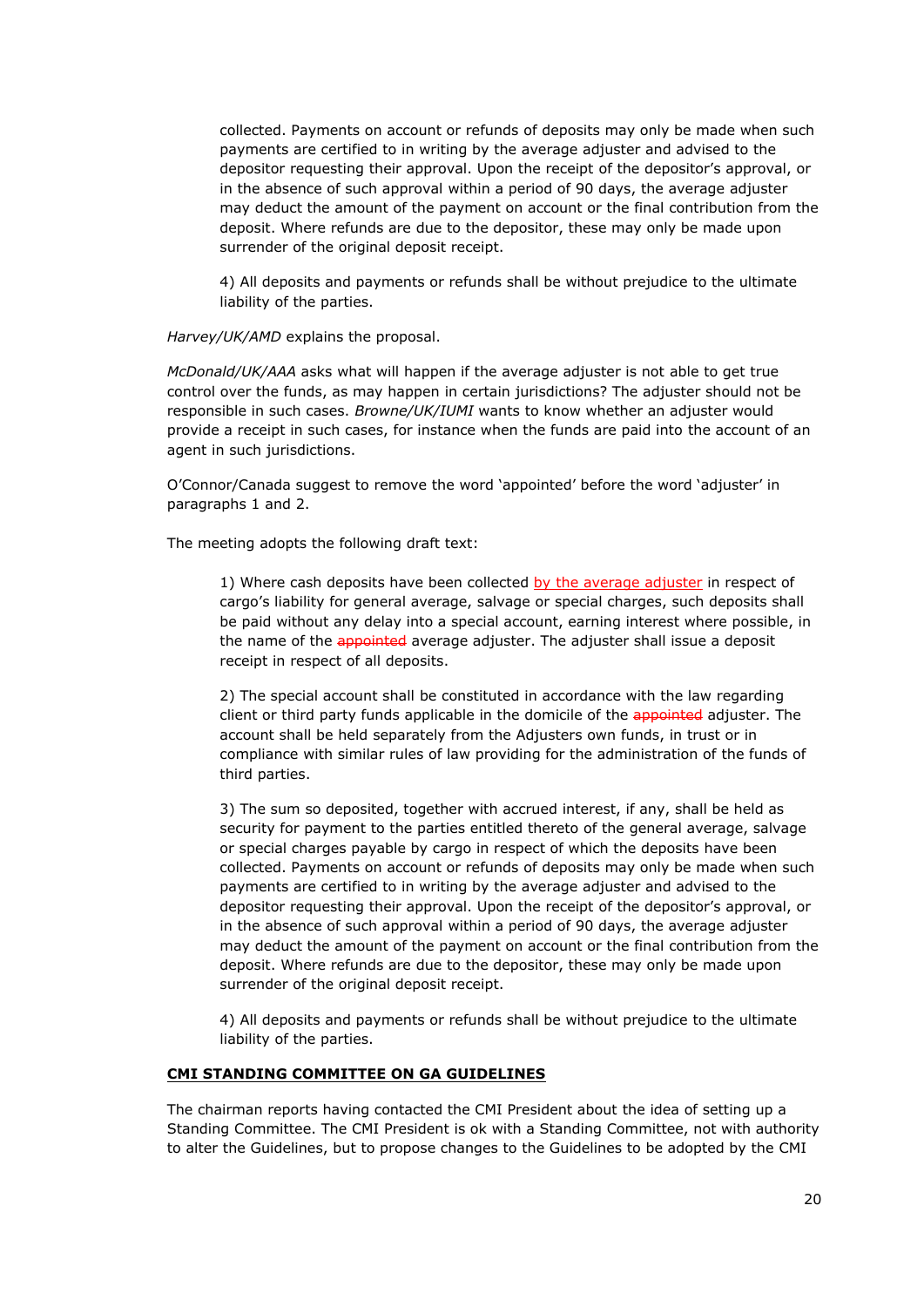collected. Payments on account or refunds of deposits may only be made when such payments are certified to in writing by the average adjuster and advised to the depositor requesting their approval. Upon the receipt of the depositor's approval, or in the absence of such approval within a period of 90 days, the average adjuster may deduct the amount of the payment on account or the final contribution from the deposit. Where refunds are due to the depositor, these may only be made upon surrender of the original deposit receipt.

4) All deposits and payments or refunds shall be without prejudice to the ultimate liability of the parties.

*Harvey/UK/AMD* explains the proposal.

*McDonald/UK/AAA* asks what will happen if the average adjuster is not able to get true control over the funds, as may happen in certain jurisdictions? The adjuster should not be responsible in such cases. *Browne/UK/IUMI* wants to know whether an adjuster would provide a receipt in such cases, for instance when the funds are paid into the account of an agent in such jurisdictions.

O'Connor/Canada suggest to remove the word 'appointed' before the word 'adjuster' in paragraphs 1 and 2.

The meeting adopts the following draft text:

1) Where cash deposits have been collected <u>by the average adjuster</u> in respect of cargo's liability for general average, salvage or special charges, such deposits shall be paid without any delay into a special account, earning interest where possible, in the name of the ~~appointed~~ average adjuster. The adjuster shall issue a deposit receipt in respect of all deposits.

2) The special account shall be constituted in accordance with the law regarding client or third party funds applicable in the domicile of the ~~appointed~~ adjuster. The account shall be held separately from the Adjusters own funds, in trust or in compliance with similar rules of law providing for the administration of the funds of third parties.

3) The sum so deposited, together with accrued interest, if any, shall be held as security for payment to the parties entitled thereto of the general average, salvage or special charges payable by cargo in respect of which the deposits have been collected. Payments on account or refunds of deposits may only be made when such payments are certified to in writing by the average adjuster and advised to the depositor requesting their approval. Upon the receipt of the depositor's approval, or in the absence of such approval within a period of 90 days, the average adjuster may deduct the amount of the payment on account or the final contribution from the deposit. Where refunds are due to the depositor, these may only be made upon surrender of the original deposit receipt.

4) All deposits and payments or refunds shall be without prejudice to the ultimate liability of the parties.

**<u>CMI STANDING COMMITTEE ON GA GUIDELINES</u>**

The chairman reports having contacted the CMI President about the idea of setting up a Standing Committee. The CMI President is ok with a Standing Committee, not with authority to alter the Guidelines, but to propose changes to the Guidelines to be adopted by the CMI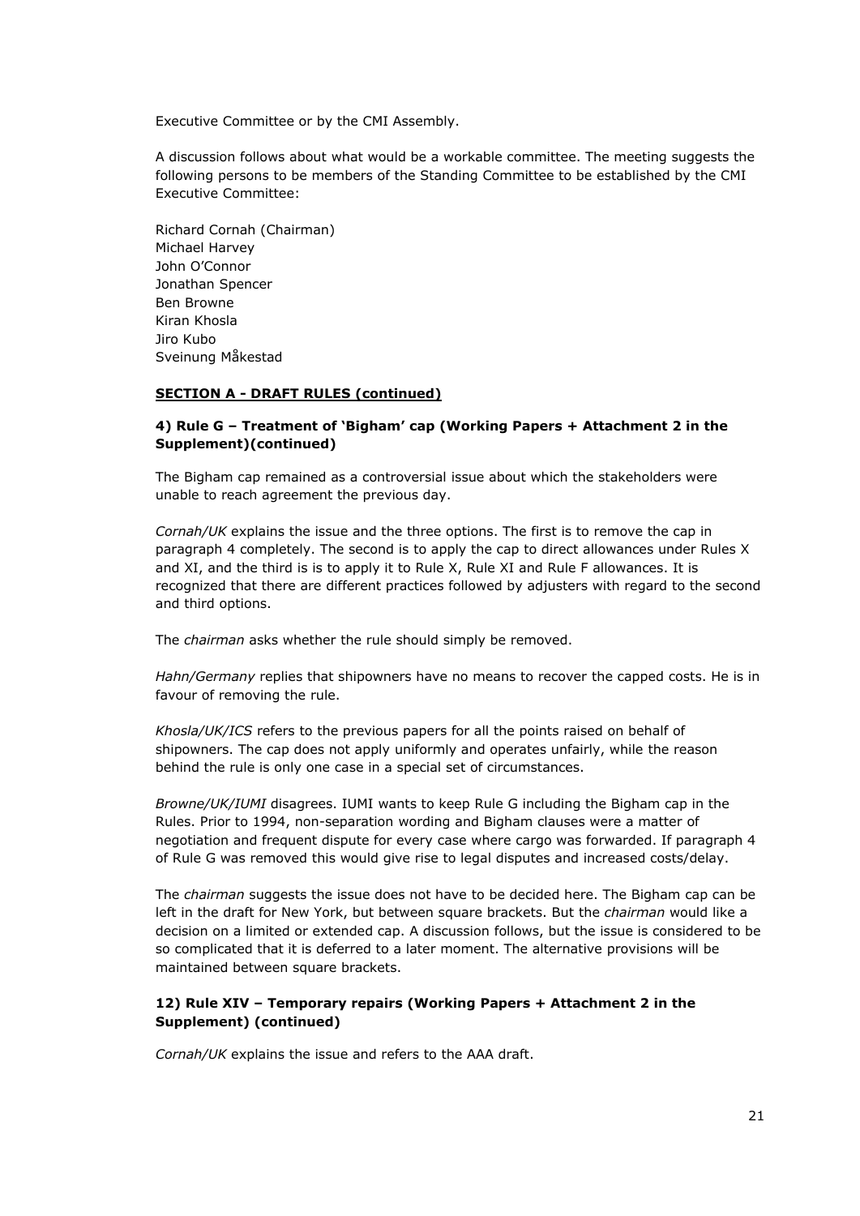Executive Committee or by the CMI Assembly.

A discussion follows about what would be a workable committee. The meeting suggests the following persons to be members of the Standing Committee to be established by the CMI Executive Committee:

Richard Cornah (Chairman)
Michael Harvey
John O'Connor
Jonathan Spencer
Ben Browne
Kiran Khosla
Jiro Kubo
Sveinung Måkestad

**SECTION A - DRAFT RULES (continued)**

**4) Rule G – Treatment of 'Bigham' cap (Working Papers + Attachment 2 in the Supplement)(continued)**

The Bigham cap remained as a controversial issue about which the stakeholders were unable to reach agreement the previous day.

*Cornah/UK* explains the issue and the three options. The first is to remove the cap in paragraph 4 completely. The second is to apply the cap to direct allowances under Rules X and XI, and the third is is to apply it to Rule X, Rule XI and Rule F allowances. It is recognized that there are different practices followed by adjusters with regard to the second and third options.

The *chairman* asks whether the rule should simply be removed.

*Hahn/Germany* replies that shipowners have no means to recover the capped costs. He is in favour of removing the rule.

*Khosla/UK/ICS* refers to the previous papers for all the points raised on behalf of shipowners. The cap does not apply uniformly and operates unfairly, while the reason behind the rule is only one case in a special set of circumstances.

*Browne/UK/IUMI* disagrees. IUMI wants to keep Rule G including the Bigham cap in the Rules. Prior to 1994, non-separation wording and Bigham clauses were a matter of negotiation and frequent dispute for every case where cargo was forwarded. If paragraph 4 of Rule G was removed this would give rise to legal disputes and increased costs/delay.

The *chairman* suggests the issue does not have to be decided here. The Bigham cap can be left in the draft for New York, but between square brackets. But the *chairman* would like a decision on a limited or extended cap. A discussion follows, but the issue is considered to be so complicated that it is deferred to a later moment. The alternative provisions will be maintained between square brackets.

**12) Rule XIV – Temporary repairs (Working Papers + Attachment 2 in the Supplement) (continued)**

*Cornah/UK* explains the issue and refers to the AAA draft.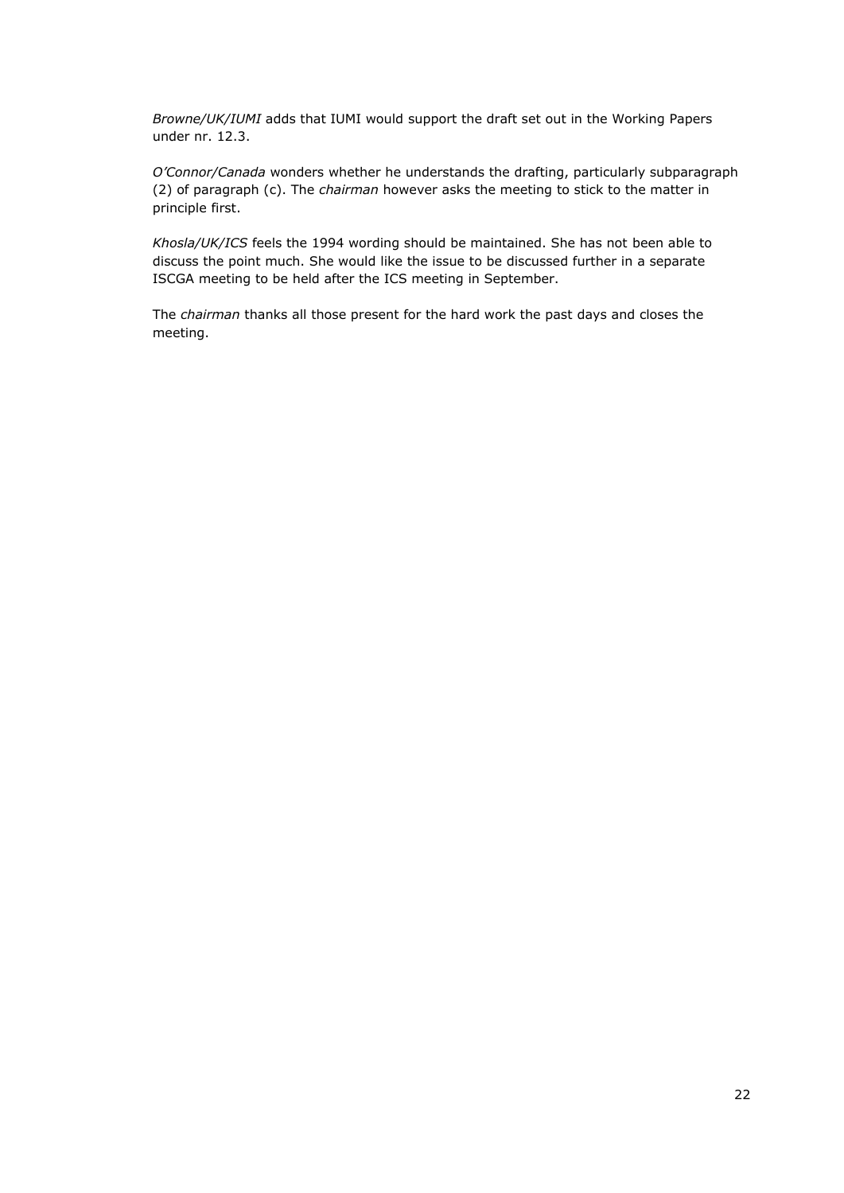*Browne/UK/IUMI* adds that IUMI would support the draft set out in the Working Papers under nr. 12.3.

*O'Connor/Canada* wonders whether he understands the drafting, particularly subparagraph (2) of paragraph (c). The *chairman* however asks the meeting to stick to the matter in principle first.

*Khosla/UK/ICS* feels the 1994 wording should be maintained. She has not been able to discuss the point much. She would like the issue to be discussed further in a separate ISCGA meeting to be held after the ICS meeting in September.

The *chairman* thanks all those present for the hard work the past days and closes the meeting.